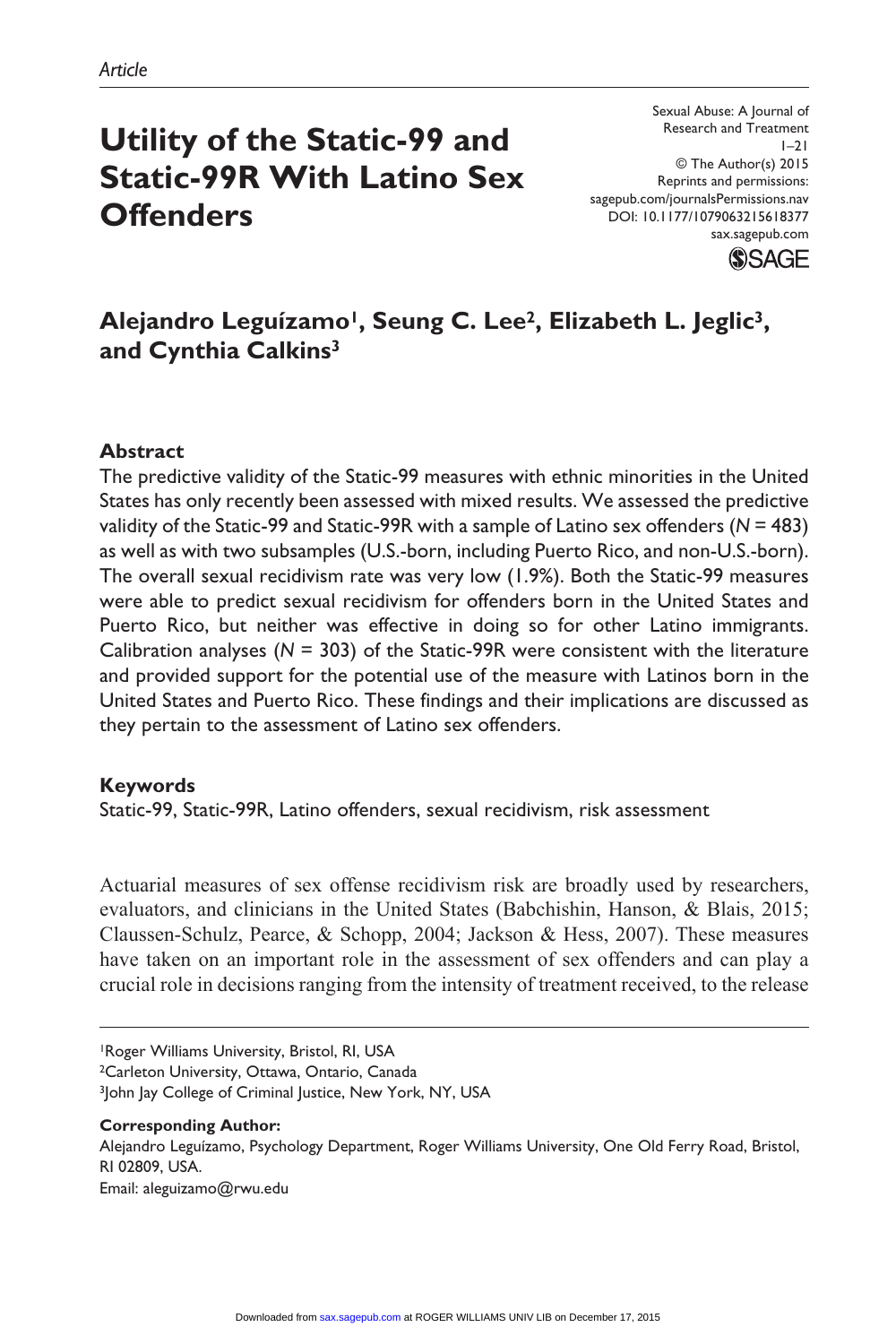*Article*

# Utility of the Static-99 and Static-99R With Latino Sex Offenders

Sexual Abuse: A Journal of Research and Treatment
1–21
© The Author(s) 2015
Reprints and permissions: sagepub.com/journalsPermissions.nav
DOI: 10.1177/1079063215618377
sax.sagepub.com

**Alejandro Leguízamo[1], Seung C. Lee[2], Elizabeth L. Jeglic[3], and Cynthia Calkins[3]**

### Abstract

The predictive validity of the Static-99 measures with ethnic minorities in the United States has only recently been assessed with mixed results. We assessed the predictive validity of the Static-99 and Static-99R with a sample of Latino sex offenders ($N$ = 483) as well as with two subsamples (U.S.-born, including Puerto Rico, and non-U.S.-born). The overall sexual recidivism rate was very low (1.9%). Both the Static-99 measures were able to predict sexual recidivism for offenders born in the United States and Puerto Rico, but neither was effective in doing so for other Latino immigrants. Calibration analyses ($N$ = 303) of the Static-99R were consistent with the literature and provided support for the potential use of the measure with Latinos born in the United States and Puerto Rico. These findings and their implications are discussed as they pertain to the assessment of Latino sex offenders.

### Keywords

Static-99, Static-99R, Latino offenders, sexual recidivism, risk assessment

Actuarial measures of sex offense recidivism risk are broadly used by researchers, evaluators, and clinicians in the United States (Babchishin, Hanson, & Blais, 2015; Claussen-Schulz, Pearce, & Schopp, 2004; Jackson & Hess, 2007). These measures have taken on an important role in the assessment of sex offenders and can play a crucial role in decisions ranging from the intensity of treatment received, to the release

[1]Roger Williams University, Bristol, RI, USA
[2]Carleton University, Ottawa, Ontario, Canada
[3]John Jay College of Criminal Justice, New York, NY, USA

**Corresponding Author:**
Alejandro Leguízamo, Psychology Department, Roger Williams University, One Old Ferry Road, Bristol, RI 02809, USA.
Email: aleguizamo@rwu.edu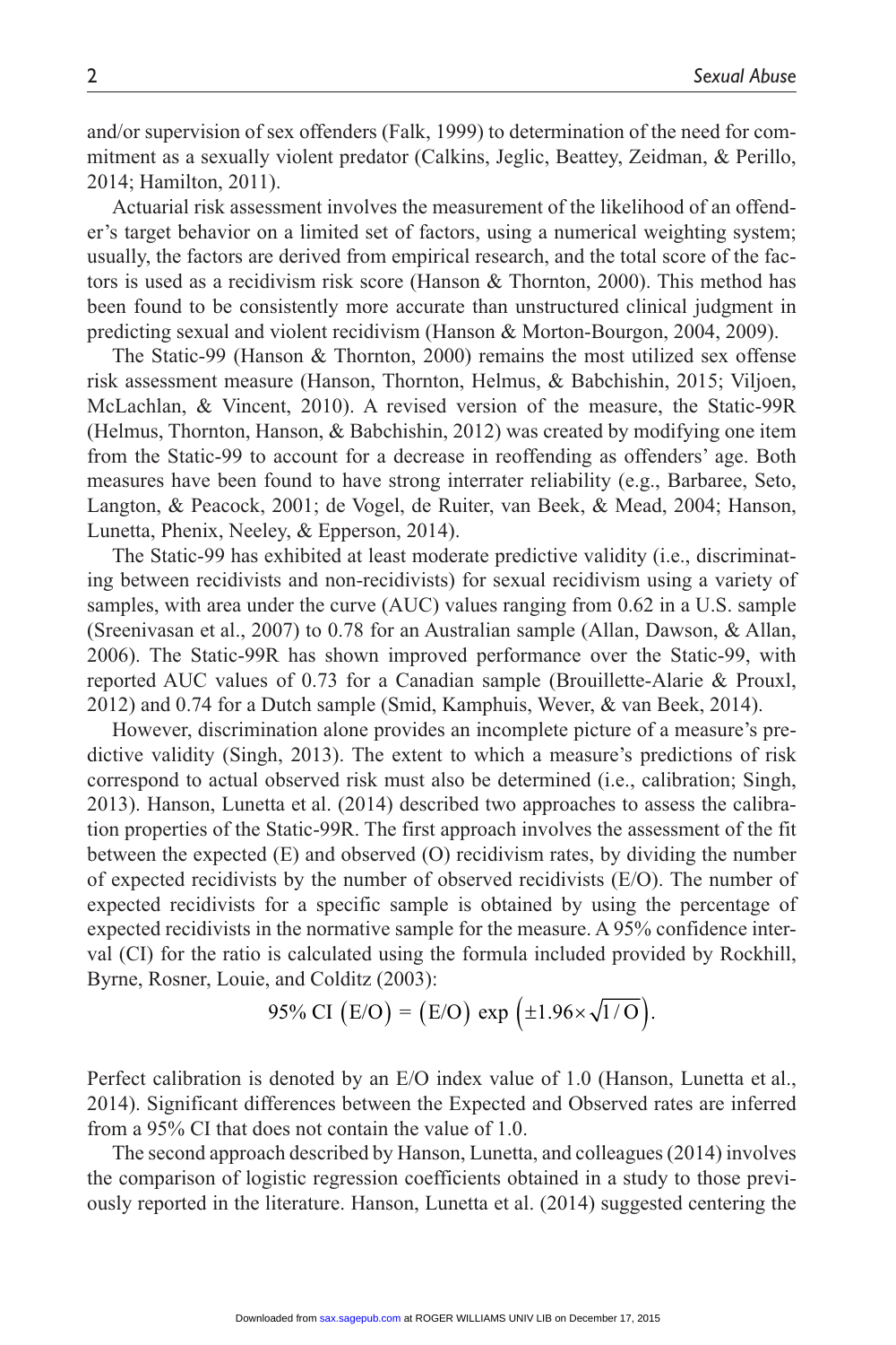and/or supervision of sex offenders (Falk, 1999) to determination of the need for commitment as a sexually violent predator (Calkins, Jeglic, Beattey, Zeidman, & Perillo, 2014; Hamilton, 2011).

Actuarial risk assessment involves the measurement of the likelihood of an offender's target behavior on a limited set of factors, using a numerical weighting system; usually, the factors are derived from empirical research, and the total score of the factors is used as a recidivism risk score (Hanson & Thornton, 2000). This method has been found to be consistently more accurate than unstructured clinical judgment in predicting sexual and violent recidivism (Hanson & Morton-Bourgon, 2004, 2009).

The Static-99 (Hanson & Thornton, 2000) remains the most utilized sex offense risk assessment measure (Hanson, Thornton, Helmus, & Babchishin, 2015; Viljoen, McLachlan, & Vincent, 2010). A revised version of the measure, the Static-99R (Helmus, Thornton, Hanson, & Babchishin, 2012) was created by modifying one item from the Static-99 to account for a decrease in reoffending as offenders' age. Both measures have been found to have strong interrater reliability (e.g., Barbaree, Seto, Langton, & Peacock, 2001; de Vogel, de Ruiter, van Beek, & Mead, 2004; Hanson, Lunetta, Phenix, Neeley, & Epperson, 2014).

The Static-99 has exhibited at least moderate predictive validity (i.e., discriminating between recidivists and non-recidivists) for sexual recidivism using a variety of samples, with area under the curve (AUC) values ranging from 0.62 in a U.S. sample (Sreenivasan et al., 2007) to 0.78 for an Australian sample (Allan, Dawson, & Allan, 2006). The Static-99R has shown improved performance over the Static-99, with reported AUC values of 0.73 for a Canadian sample (Brouillette-Alarie & Prouxl, 2012) and 0.74 for a Dutch sample (Smid, Kamphuis, Wever, & van Beek, 2014).

However, discrimination alone provides an incomplete picture of a measure's predictive validity (Singh, 2013). The extent to which a measure's predictions of risk correspond to actual observed risk must also be determined (i.e., calibration; Singh, 2013). Hanson, Lunetta et al. (2014) described two approaches to assess the calibration properties of the Static-99R. The first approach involves the assessment of the fit between the expected (E) and observed (O) recidivism rates, by dividing the number of expected recidivists by the number of observed recidivists (E/O). The number of expected recidivists for a specific sample is obtained by using the percentage of expected recidivists in the normative sample for the measure. A 95% confidence interval (CI) for the ratio is calculated using the formula included provided by Rockhill, Byrne, Rosner, Louie, and Colditz (2003):

$$95\%\ \text{CI}\ (\text{E/O}) = (\text{E/O})\ \exp\left(\pm 1.96 \times \sqrt{1/\text{O}}\right).$$

Perfect calibration is denoted by an E/O index value of 1.0 (Hanson, Lunetta et al., 2014). Significant differences between the Expected and Observed rates are inferred from a 95% CI that does not contain the value of 1.0.

The second approach described by Hanson, Lunetta, and colleagues (2014) involves the comparison of logistic regression coefficients obtained in a study to those previously reported in the literature. Hanson, Lunetta et al. (2014) suggested centering the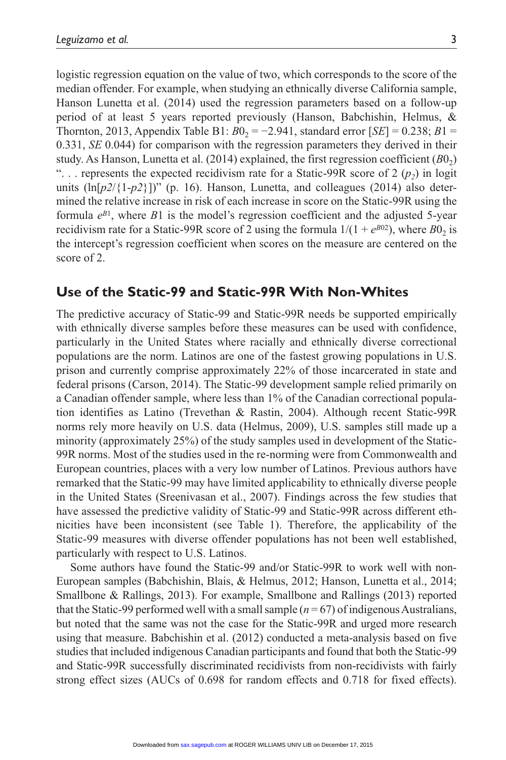logistic regression equation on the value of two, which corresponds to the score of the median offender. For example, when studying an ethnically diverse California sample, Hanson Lunetta et al. (2014) used the regression parameters based on a follow-up period of at least 5 years reported previously (Hanson, Babchishin, Helmus, & Thornton, 2013, Appendix Table B1: $B0_2 = -2.941$, standard error [*SE*] = 0.238; $B1 = 0.331$, *SE* 0.044) for comparison with the regression parameters they derived in their study. As Hanson, Lunetta et al. (2014) explained, the first regression coefficient ($B0_2$) ". . . represents the expected recidivism rate for a Static-99R score of 2 ($p_2$) in logit units ($\ln[p2/\{1\text{-}p2\}]$)" (p. 16). Hanson, Lunetta, and colleagues (2014) also determined the relative increase in risk of each increase in score on the Static-99R using the formula $e^{B1}$, where *B*1 is the model's regression coefficient and the adjusted 5-year recidivism rate for a Static-99R score of 2 using the formula $1/(1 + e^{B02})$, where $B0_2$ is the intercept's regression coefficient when scores on the measure are centered on the score of 2.

## Use of the Static-99 and Static-99R With Non-Whites

The predictive accuracy of Static-99 and Static-99R needs be supported empirically with ethnically diverse samples before these measures can be used with confidence, particularly in the United States where racially and ethnically diverse correctional populations are the norm. Latinos are one of the fastest growing populations in U.S. prison and currently comprise approximately 22% of those incarcerated in state and federal prisons (Carson, 2014). The Static-99 development sample relied primarily on a Canadian offender sample, where less than 1% of the Canadian correctional population identifies as Latino (Trevethan & Rastin, 2004). Although recent Static-99R norms rely more heavily on U.S. data (Helmus, 2009), U.S. samples still made up a minority (approximately 25%) of the study samples used in development of the Static-99R norms. Most of the studies used in the re-norming were from Commonwealth and European countries, places with a very low number of Latinos. Previous authors have remarked that the Static-99 may have limited applicability to ethnically diverse people in the United States (Sreenivasan et al., 2007). Findings across the few studies that have assessed the predictive validity of Static-99 and Static-99R across different ethnicities have been inconsistent (see Table 1). Therefore, the applicability of the Static-99 measures with diverse offender populations has not been well established, particularly with respect to U.S. Latinos.

Some authors have found the Static-99 and/or Static-99R to work well with non-European samples (Babchishin, Blais, & Helmus, 2012; Hanson, Lunetta et al., 2014; Smallbone & Rallings, 2013). For example, Smallbone and Rallings (2013) reported that the Static-99 performed well with a small sample ($n = 67$) of indigenous Australians, but noted that the same was not the case for the Static-99R and urged more research using that measure. Babchishin et al. (2012) conducted a meta-analysis based on five studies that included indigenous Canadian participants and found that both the Static-99 and Static-99R successfully discriminated recidivists from non-recidivists with fairly strong effect sizes (AUCs of 0.698 for random effects and 0.718 for fixed effects).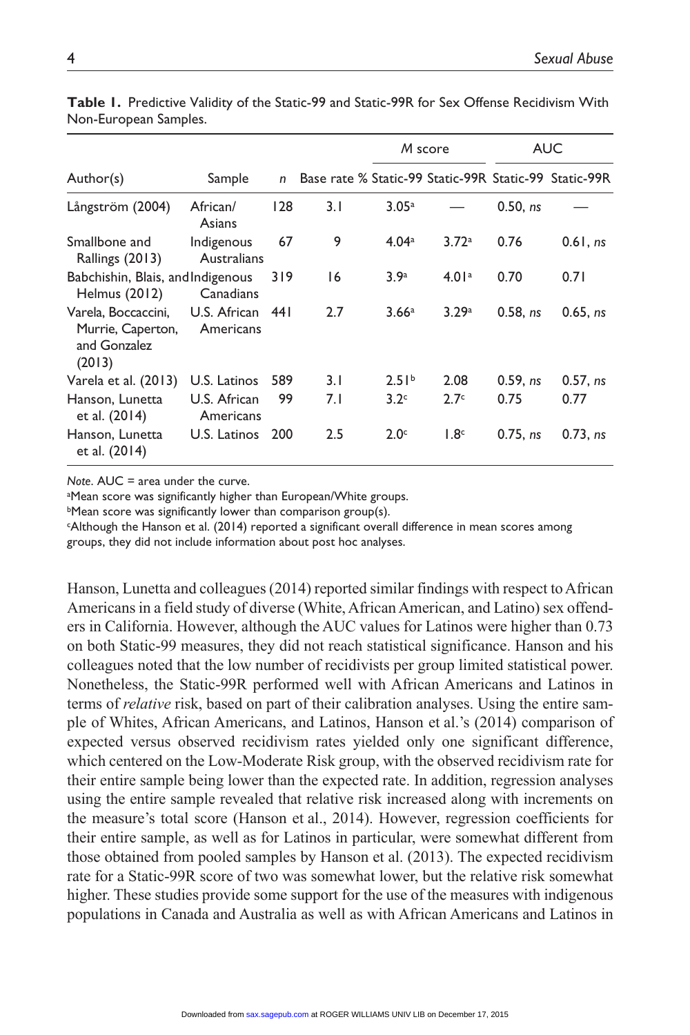**Table 1.** Predictive Validity of the Static-99 and Static-99R for Sex Offense Recidivism With Non-European Samples.

| | | | | *M* score | | AUC | |
|---|---|---|---|---|---|---|---|
| Author(s) | Sample | *n* | Base rate % | Static-99 | Static-99R | Static-99 | Static-99R |
| Långström (2004) | African/ Asians | 128 | 3.1 | 3.05[a] | — | 0.50, *ns* | — |
| Smallbone and Rallings (2013) | Indigenous Australians | 67 | 9 | 4.04[a] | 3.72[a] | 0.76 | 0.61, *ns* |
| Babchishin, Blais, and Helmus (2012) | Indigenous Canadians | 319 | 16 | 3.9[a] | 4.01[a] | 0.70 | 0.71 |
| Varela, Boccaccini, Murrie, Caperton, and Gonzalez (2013) | U.S. African Americans | 441 | 2.7 | 3.66[a] | 3.29[a] | 0.58, *ns* | 0.65, *ns* |
| Varela et al. (2013) | U.S. Latinos | 589 | 3.1 | 2.51[b] | 2.08 | 0.59, *ns* | 0.57, *ns* |
| Hanson, Lunetta et al. (2014) | U.S. African Americans | 99 | 7.1 | 3.2[c] | 2.7[c] | 0.75 | 0.77 |
| Hanson, Lunetta et al. (2014) | U.S. Latinos | 200 | 2.5 | 2.0[c] | 1.8[c] | 0.75, *ns* | 0.73, *ns* |

*Note*. AUC = area under the curve.
[a]Mean score was significantly higher than European/White groups.
[b]Mean score was significantly lower than comparison group(s).
[c]Although the Hanson et al. (2014) reported a significant overall difference in mean scores among groups, they did not include information about post hoc analyses.

Hanson, Lunetta and colleagues (2014) reported similar findings with respect to African Americans in a field study of diverse (White, African American, and Latino) sex offenders in California. However, although the AUC values for Latinos were higher than 0.73 on both Static-99 measures, they did not reach statistical significance. Hanson and his colleagues noted that the low number of recidivists per group limited statistical power. Nonetheless, the Static-99R performed well with African Americans and Latinos in terms of *relative* risk, based on part of their calibration analyses. Using the entire sample of Whites, African Americans, and Latinos, Hanson et al.'s (2014) comparison of expected versus observed recidivism rates yielded only one significant difference, which centered on the Low-Moderate Risk group, with the observed recidivism rate for their entire sample being lower than the expected rate. In addition, regression analyses using the entire sample revealed that relative risk increased along with increments on the measure's total score (Hanson et al., 2014). However, regression coefficients for their entire sample, as well as for Latinos in particular, were somewhat different from those obtained from pooled samples by Hanson et al. (2013). The expected recidivism rate for a Static-99R score of two was somewhat lower, but the relative risk somewhat higher. These studies provide some support for the use of the measures with indigenous populations in Canada and Australia as well as with African Americans and Latinos in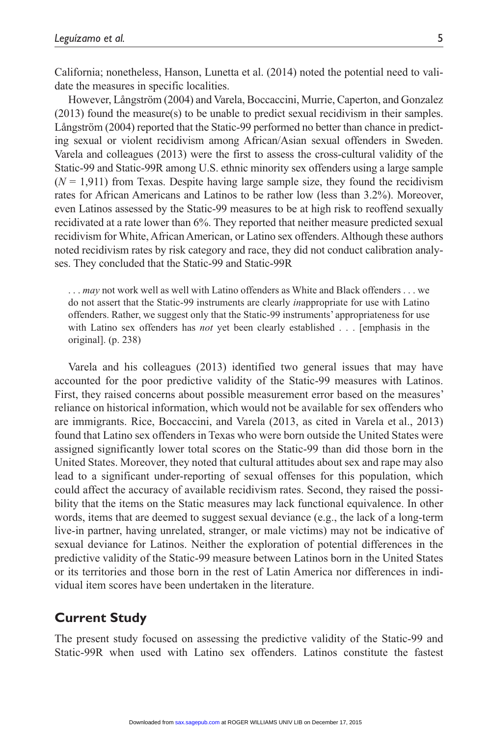California; nonetheless, Hanson, Lunetta et al. (2014) noted the potential need to validate the measures in specific localities.

However, Långström (2004) and Varela, Boccaccini, Murrie, Caperton, and Gonzalez (2013) found the measure(s) to be unable to predict sexual recidivism in their samples. Långström (2004) reported that the Static-99 performed no better than chance in predicting sexual or violent recidivism among African/Asian sexual offenders in Sweden. Varela and colleagues (2013) were the first to assess the cross-cultural validity of the Static-99 and Static-99R among U.S. ethnic minority sex offenders using a large sample ($N$ = 1,911) from Texas. Despite having large sample size, they found the recidivism rates for African Americans and Latinos to be rather low (less than 3.2%). Moreover, even Latinos assessed by the Static-99 measures to be at high risk to reoffend sexually recidivated at a rate lower than 6%. They reported that neither measure predicted sexual recidivism for White, African American, or Latino sex offenders. Although these authors noted recidivism rates by risk category and race, they did not conduct calibration analyses. They concluded that the Static-99 and Static-99R

> . . . *may* not work well as well with Latino offenders as White and Black offenders . . . we do not assert that the Static-99 instruments are clearly *in*appropriate for use with Latino offenders. Rather, we suggest only that the Static-99 instruments' appropriateness for use with Latino sex offenders has *not* yet been clearly established . . . [emphasis in the original]. (p. 238)

Varela and his colleagues (2013) identified two general issues that may have accounted for the poor predictive validity of the Static-99 measures with Latinos. First, they raised concerns about possible measurement error based on the measures' reliance on historical information, which would not be available for sex offenders who are immigrants. Rice, Boccaccini, and Varela (2013, as cited in Varela et al., 2013) found that Latino sex offenders in Texas who were born outside the United States were assigned significantly lower total scores on the Static-99 than did those born in the United States. Moreover, they noted that cultural attitudes about sex and rape may also lead to a significant under-reporting of sexual offenses for this population, which could affect the accuracy of available recidivism rates. Second, they raised the possibility that the items on the Static measures may lack functional equivalence. In other words, items that are deemed to suggest sexual deviance (e.g., the lack of a long-term live-in partner, having unrelated, stranger, or male victims) may not be indicative of sexual deviance for Latinos. Neither the exploration of potential differences in the predictive validity of the Static-99 measure between Latinos born in the United States or its territories and those born in the rest of Latin America nor differences in individual item scores have been undertaken in the literature.

## Current Study

The present study focused on assessing the predictive validity of the Static-99 and Static-99R when used with Latino sex offenders. Latinos constitute the fastest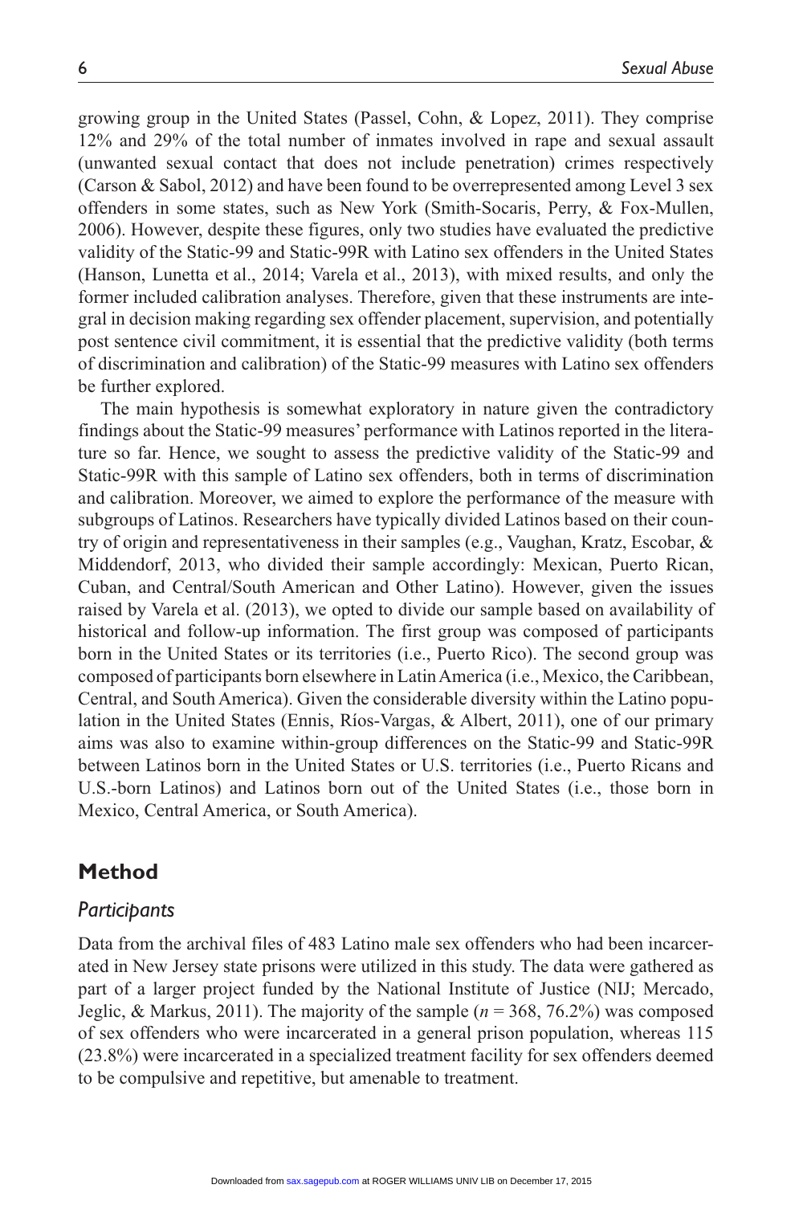growing group in the United States (Passel, Cohn, & Lopez, 2011). They comprise 12% and 29% of the total number of inmates involved in rape and sexual assault (unwanted sexual contact that does not include penetration) crimes respectively (Carson & Sabol, 2012) and have been found to be overrepresented among Level 3 sex offenders in some states, such as New York (Smith-Socaris, Perry, & Fox-Mullen, 2006). However, despite these figures, only two studies have evaluated the predictive validity of the Static-99 and Static-99R with Latino sex offenders in the United States (Hanson, Lunetta et al., 2014; Varela et al., 2013), with mixed results, and only the former included calibration analyses. Therefore, given that these instruments are integral in decision making regarding sex offender placement, supervision, and potentially post sentence civil commitment, it is essential that the predictive validity (both terms of discrimination and calibration) of the Static-99 measures with Latino sex offenders be further explored.

The main hypothesis is somewhat exploratory in nature given the contradictory findings about the Static-99 measures' performance with Latinos reported in the literature so far. Hence, we sought to assess the predictive validity of the Static-99 and Static-99R with this sample of Latino sex offenders, both in terms of discrimination and calibration. Moreover, we aimed to explore the performance of the measure with subgroups of Latinos. Researchers have typically divided Latinos based on their country of origin and representativeness in their samples (e.g., Vaughan, Kratz, Escobar, & Middendorf, 2013, who divided their sample accordingly: Mexican, Puerto Rican, Cuban, and Central/South American and Other Latino). However, given the issues raised by Varela et al. (2013), we opted to divide our sample based on availability of historical and follow-up information. The first group was composed of participants born in the United States or its territories (i.e., Puerto Rico). The second group was composed of participants born elsewhere in Latin America (i.e., Mexico, the Caribbean, Central, and South America). Given the considerable diversity within the Latino population in the United States (Ennis, Ríos-Vargas, & Albert, 2011), one of our primary aims was also to examine within-group differences on the Static-99 and Static-99R between Latinos born in the United States or U.S. territories (i.e., Puerto Ricans and U.S.-born Latinos) and Latinos born out of the United States (i.e., those born in Mexico, Central America, or South America).

## Method

### *Participants*

Data from the archival files of 483 Latino male sex offenders who had been incarcerated in New Jersey state prisons were utilized in this study. The data were gathered as part of a larger project funded by the National Institute of Justice (NIJ; Mercado, Jeglic, & Markus, 2011). The majority of the sample ($n$ = 368, 76.2%) was composed of sex offenders who were incarcerated in a general prison population, whereas 115 (23.8%) were incarcerated in a specialized treatment facility for sex offenders deemed to be compulsive and repetitive, but amenable to treatment.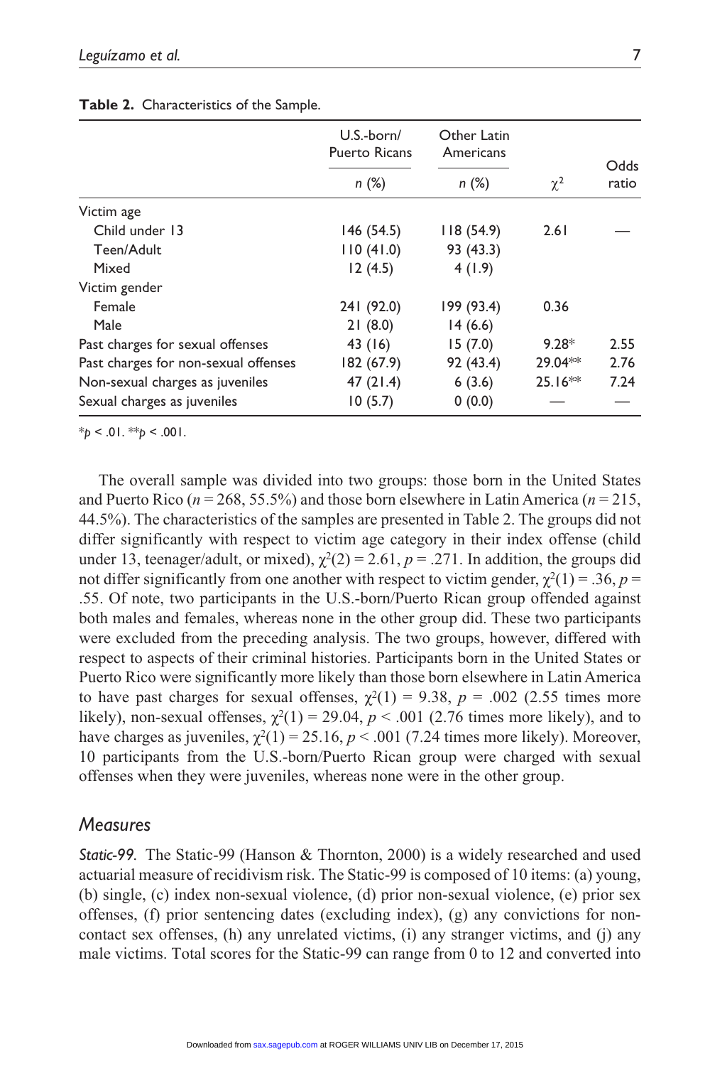**Table 2.** Characteristics of the Sample.

| | U.S.-born/ Puerto Ricans | Other Latin Americans | | |
|---|---|---|---|---|
| | *n* (%) | *n* (%) | $\chi^2$ | Odds ratio |
| Victim age | | | | |
| Child under 13 | 146 (54.5) | 118 (54.9) | 2.61 | — |
| Teen/Adult | 110 (41.0) | 93 (43.3) | | |
| Mixed | 12 (4.5) | 4 (1.9) | | |
| Victim gender | | | | |
| Female | 241 (92.0) | 199 (93.4) | 0.36 | |
| Male | 21 (8.0) | 14 (6.6) | | |
| Past charges for sexual offenses | 43 (16) | 15 (7.0) | 9.28* | 2.55 |
| Past charges for non-sexual offenses | 182 (67.9) | 92 (43.4) | 29.04** | 2.76 |
| Non-sexual charges as juveniles | 47 (21.4) | 6 (3.6) | 25.16** | 7.24 |
| Sexual charges as juveniles | 10 (5.7) | 0 (0.0) | — | — |

*$p < .01$. **$p < .001$.

The overall sample was divided into two groups: those born in the United States and Puerto Rico ($n = 268$, 55.5%) and those born elsewhere in Latin America ($n = 215$, 44.5%). The characteristics of the samples are presented in Table 2. The groups did not differ significantly with respect to victim age category in their index offense (child under 13, teenager/adult, or mixed), $\chi^2(2) = 2.61$, $p = .271$. In addition, the groups did not differ significantly from one another with respect to victim gender, $\chi^2(1) = .36$, $p = .55$. Of note, two participants in the U.S.-born/Puerto Rican group offended against both males and females, whereas none in the other group did. These two participants were excluded from the preceding analysis. The two groups, however, differed with respect to aspects of their criminal histories. Participants born in the United States or Puerto Rico were significantly more likely than those born elsewhere in Latin America to have past charges for sexual offenses, $\chi^2(1) = 9.38$, $p = .002$ (2.55 times more likely), non-sexual offenses, $\chi^2(1) = 29.04$, $p < .001$ (2.76 times more likely), and to have charges as juveniles, $\chi^2(1) = 25.16$, $p < .001$ (7.24 times more likely). Moreover, 10 participants from the U.S.-born/Puerto Rican group were charged with sexual offenses when they were juveniles, whereas none were in the other group.

## *Measures*

***Static-99.*** The Static-99 (Hanson & Thornton, 2000) is a widely researched and used actuarial measure of recidivism risk. The Static-99 is composed of 10 items: (a) young, (b) single, (c) index non-sexual violence, (d) prior non-sexual violence, (e) prior sex offenses, (f) prior sentencing dates (excluding index), (g) any convictions for non-contact sex offenses, (h) any unrelated victims, (i) any stranger victims, and (j) any male victims. Total scores for the Static-99 can range from 0 to 12 and converted into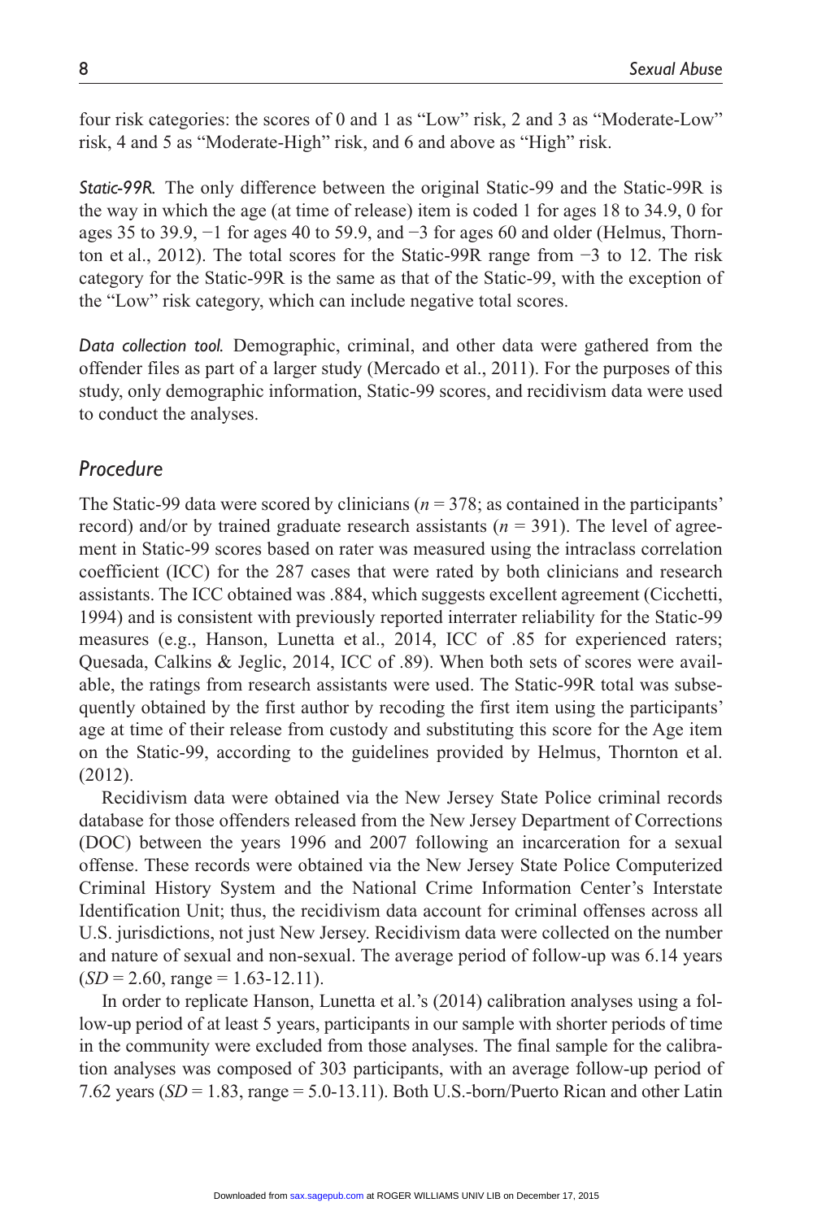four risk categories: the scores of 0 and 1 as "Low" risk, 2 and 3 as "Moderate-Low" risk, 4 and 5 as "Moderate-High" risk, and 6 and above as "High" risk.

*Static-99R.* The only difference between the original Static-99 and the Static-99R is the way in which the age (at time of release) item is coded 1 for ages 18 to 34.9, 0 for ages 35 to 39.9, −1 for ages 40 to 59.9, and −3 for ages 60 and older (Helmus, Thornton et al., 2012). The total scores for the Static-99R range from −3 to 12. The risk category for the Static-99R is the same as that of the Static-99, with the exception of the "Low" risk category, which can include negative total scores.

*Data collection tool.* Demographic, criminal, and other data were gathered from the offender files as part of a larger study (Mercado et al., 2011). For the purposes of this study, only demographic information, Static-99 scores, and recidivism data were used to conduct the analyses.

## *Procedure*

The Static-99 data were scored by clinicians ($n$ = 378; as contained in the participants' record) and/or by trained graduate research assistants ($n$ = 391). The level of agreement in Static-99 scores based on rater was measured using the intraclass correlation coefficient (ICC) for the 287 cases that were rated by both clinicians and research assistants. The ICC obtained was .884, which suggests excellent agreement (Cicchetti, 1994) and is consistent with previously reported interrater reliability for the Static-99 measures (e.g., Hanson, Lunetta et al., 2014, ICC of .85 for experienced raters; Quesada, Calkins & Jeglic, 2014, ICC of .89). When both sets of scores were available, the ratings from research assistants were used. The Static-99R total was subsequently obtained by the first author by recoding the first item using the participants' age at time of their release from custody and substituting this score for the Age item on the Static-99, according to the guidelines provided by Helmus, Thornton et al. (2012).

Recidivism data were obtained via the New Jersey State Police criminal records database for those offenders released from the New Jersey Department of Corrections (DOC) between the years 1996 and 2007 following an incarceration for a sexual offense. These records were obtained via the New Jersey State Police Computerized Criminal History System and the National Crime Information Center's Interstate Identification Unit; thus, the recidivism data account for criminal offenses across all U.S. jurisdictions, not just New Jersey. Recidivism data were collected on the number and nature of sexual and non-sexual. The average period of follow-up was 6.14 years ($SD$ = 2.60, range = 1.63-12.11).

In order to replicate Hanson, Lunetta et al.'s (2014) calibration analyses using a follow-up period of at least 5 years, participants in our sample with shorter periods of time in the community were excluded from those analyses. The final sample for the calibration analyses was composed of 303 participants, with an average follow-up period of 7.62 years ($SD$ = 1.83, range = 5.0-13.11). Both U.S.-born/Puerto Rican and other Latin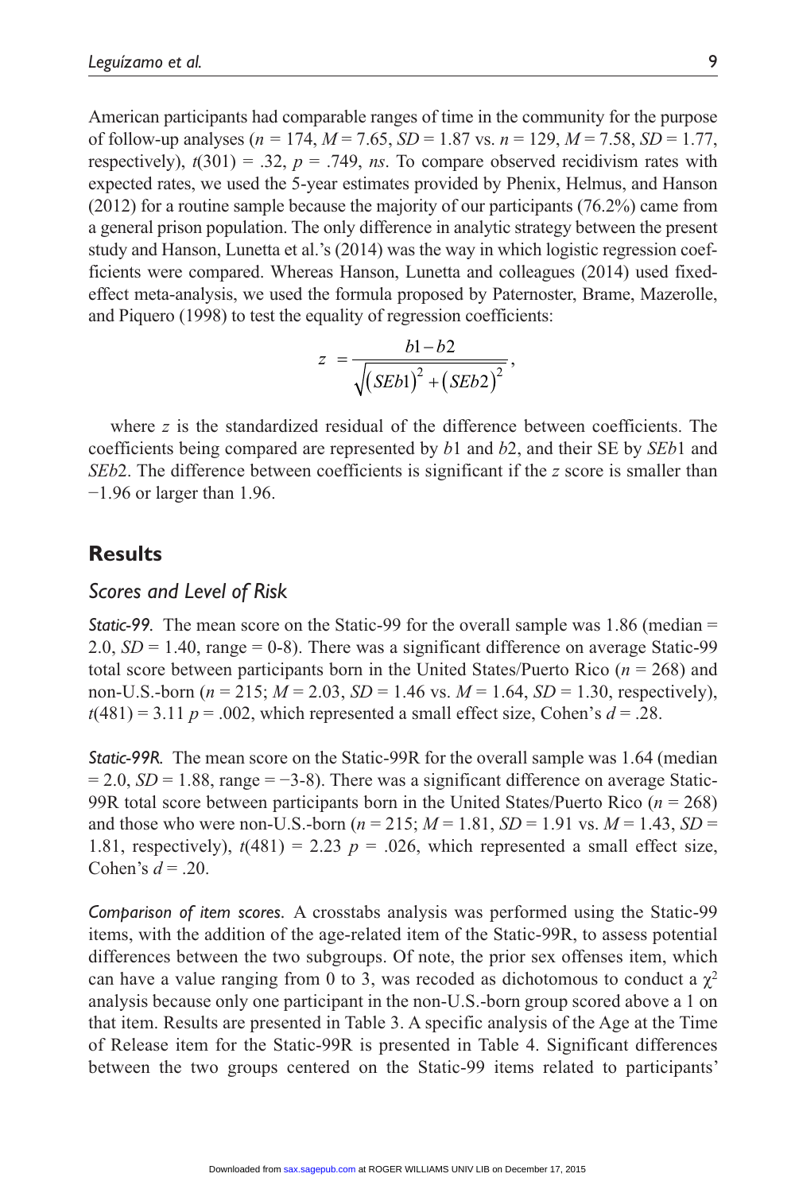American participants had comparable ranges of time in the community for the purpose of follow-up analyses ($n$ = 174, $M$ = 7.65, $SD$ = 1.87 vs. $n$ = 129, $M$ = 7.58, $SD$ = 1.77, respectively), $t(301)$ = .32, $p$ = .749, *ns*. To compare observed recidivism rates with expected rates, we used the 5-year estimates provided by Phenix, Helmus, and Hanson (2012) for a routine sample because the majority of our participants (76.2%) came from a general prison population. The only difference in analytic strategy between the present study and Hanson, Lunetta et al.'s (2014) was the way in which logistic regression coefficients were compared. Whereas Hanson, Lunetta and colleagues (2014) used fixed-effect meta-analysis, we used the formula proposed by Paternoster, Brame, Mazerolle, and Piquero (1998) to test the equality of regression coefficients:

$$z = \frac{b1 - b2}{\sqrt{(SEb1)^2 + (SEb2)^2}},$$

where $z$ is the standardized residual of the difference between coefficients. The coefficients being compared are represented by $b1$ and $b2$, and their SE by $SEb1$ and $SEb2$. The difference between coefficients is significant if the $z$ score is smaller than −1.96 or larger than 1.96.

## Results

### Scores and Level of Risk

***Static-99.*** The mean score on the Static-99 for the overall sample was 1.86 (median = 2.0, $SD$ = 1.40, range = 0-8). There was a significant difference on average Static-99 total score between participants born in the United States/Puerto Rico ($n$ = 268) and non-U.S.-born ($n$ = 215; $M$ = 2.03, $SD$ = 1.46 vs. $M$ = 1.64, $SD$ = 1.30, respectively), $t(481)$ = 3.11 $p$ = .002, which represented a small effect size, Cohen's $d$ = .28.

***Static-99R.*** The mean score on the Static-99R for the overall sample was 1.64 (median = 2.0, $SD$ = 1.88, range = −3-8). There was a significant difference on average Static-99R total score between participants born in the United States/Puerto Rico ($n$ = 268) and those who were non-U.S.-born ($n$ = 215; $M$ = 1.81, $SD$ = 1.91 vs. $M$ = 1.43, $SD$ = 1.81, respectively), $t(481)$ = 2.23 $p$ = .026, which represented a small effect size, Cohen's $d$ = .20.

***Comparison of item scores.*** A crosstabs analysis was performed using the Static-99 items, with the addition of the age-related item of the Static-99R, to assess potential differences between the two subgroups. Of note, the prior sex offenses item, which can have a value ranging from 0 to 3, was recoded as dichotomous to conduct a $\chi^2$ analysis because only one participant in the non-U.S.-born group scored above a 1 on that item. Results are presented in Table 3. A specific analysis of the Age at the Time of Release item for the Static-99R is presented in Table 4. Significant differences between the two groups centered on the Static-99 items related to participants'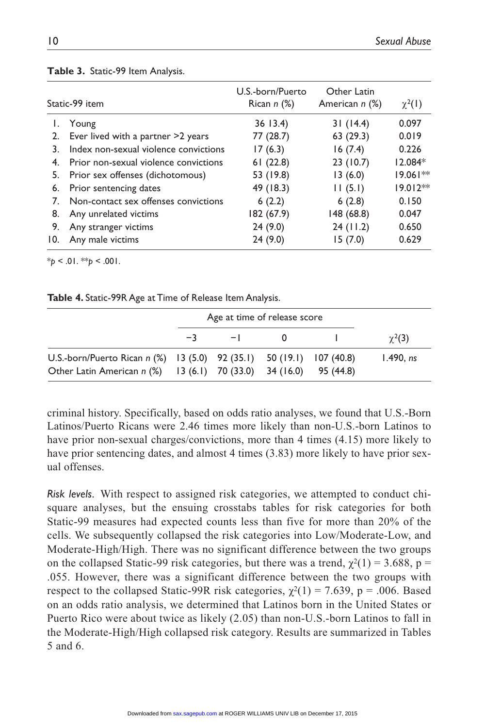**Table 3.** Static-99 Item Analysis.

| Static-99 item | U.S.-born/Puerto Rican *n* (%) | Other Latin American *n* (%) | $\chi^2(1)$ |
|---|---|---|---|
| 1. Young | 36 13.4) | 31 (14.4) | 0.097 |
| 2. Ever lived with a partner >2 years | 77 (28.7) | 63 (29.3) | 0.019 |
| 3. Index non-sexual violence convictions | 17 (6.3) | 16 (7.4) | 0.226 |
| 4. Prior non-sexual violence convictions | 61 (22.8) | 23 (10.7) | 12.084* |
| 5. Prior sex offenses (dichotomous) | 53 (19.8) | 13 (6.0) | 19.061** |
| 6. Prior sentencing dates | 49 (18.3) | 11 (5.1) | 19.012** |
| 7. Non-contact sex offenses convictions | 6 (2.2) | 6 (2.8) | 0.150 |
| 8. Any unrelated victims | 182 (67.9) | 148 (68.8) | 0.047 |
| 9. Any stranger victims | 24 (9.0) | 24 (11.2) | 0.650 |
| 10. Any male victims | 24 (9.0) | 15 (7.0) | 0.629 |

*$p < .01$. **$p < .001$.

**Table 4.** Static-99R Age at Time of Release Item Analysis.

| | Age at time of release score | | | | |
|---|---|---|---|---|---|
| | −3 | −1 | 0 | 1 | $\chi^2(3)$ |
| U.S.-born/Puerto Rican *n* (%) | 13 (5.0) | 92 (35.1) | 50 (19.1) | 107 (40.8) | 1.490, *ns* |
| Other Latin American *n* (%) | 13 (6.1) | 70 (33.0) | 34 (16.0) | 95 (44.8) | |

criminal history. Specifically, based on odds ratio analyses, we found that U.S.-Born Latinos/Puerto Ricans were 2.46 times more likely than non-U.S.-born Latinos to have prior non-sexual charges/convictions, more than 4 times (4.15) more likely to have prior sentencing dates, and almost 4 times (3.83) more likely to have prior sexual offenses.

*Risk levels*. With respect to assigned risk categories, we attempted to conduct chi-square analyses, but the ensuing crosstabs tables for risk categories for both Static-99 measures had expected counts less than five for more than 20% of the cells. We subsequently collapsed the risk categories into Low/Moderate-Low, and Moderate-High/High. There was no significant difference between the two groups on the collapsed Static-99 risk categories, but there was a trend, $\chi^2(1) = 3.688$, $p = .055$. However, there was a significant difference between the two groups with respect to the collapsed Static-99R risk categories, $\chi^2(1) = 7.639$, $p = .006$. Based on an odds ratio analysis, we determined that Latinos born in the United States or Puerto Rico were about twice as likely (2.05) than non-U.S.-born Latinos to fall in the Moderate-High/High collapsed risk category. Results are summarized in Tables 5 and 6.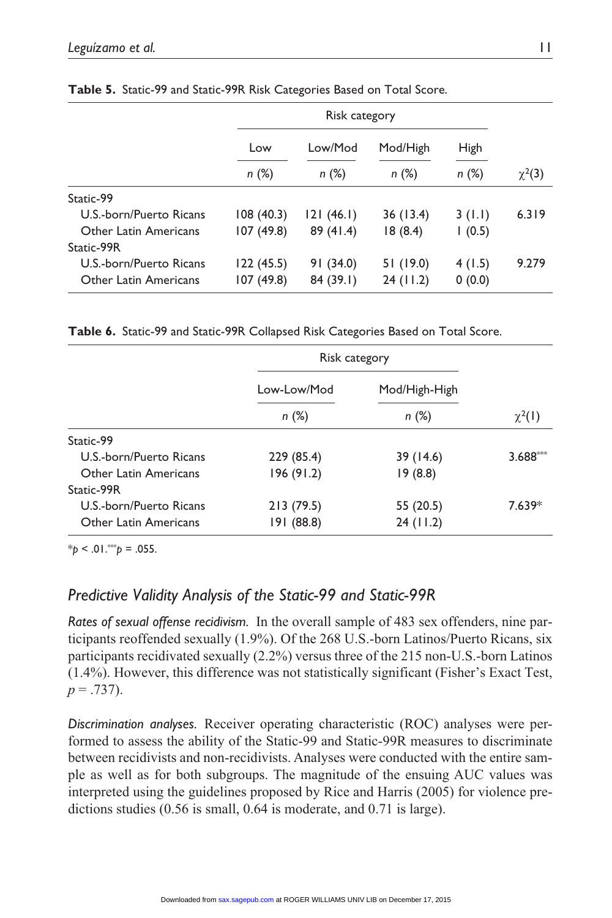**Table 5.** Static-99 and Static-99R Risk Categories Based on Total Score.

| | Risk category | | | | |
|---|---|---|---|---|---|
| | Low | Low/Mod | Mod/High | High | |
| | $n$ (%) | $n$ (%) | $n$ (%) | $n$ (%) | $\chi^2(3)$ |
| Static-99 | | | | | |
| U.S.-born/Puerto Ricans | 108 (40.3) | 121 (46.1) | 36 (13.4) | 3 (1.1) | 6.319 |
| Other Latin Americans | 107 (49.8) | 89 (41.4) | 18 (8.4) | 1 (0.5) | |
| Static-99R | | | | | |
| U.S.-born/Puerto Ricans | 122 (45.5) | 91 (34.0) | 51 (19.0) | 4 (1.5) | 9.279 |
| Other Latin Americans | 107 (49.8) | 84 (39.1) | 24 (11.2) | 0 (0.0) | |

**Table 6.** Static-99 and Static-99R Collapsed Risk Categories Based on Total Score.

| | Risk category | | |
|---|---|---|---|
| | Low-Low/Mod | Mod/High-High | |
| | $n$ (%) | $n$ (%) | $\chi^2(1)$ |
| Static-99 | | | |
| U.S.-born/Puerto Ricans | 229 (85.4) | 39 (14.6) | 3.688*** |
| Other Latin Americans | 196 (91.2) | 19 (8.8) | |
| Static-99R | | | |
| U.S.-born/Puerto Ricans | 213 (79.5) | 55 (20.5) | 7.639* |
| Other Latin Americans | 191 (88.8) | 24 (11.2) | |

*$p < .01$. ***$p = .055$.

## *Predictive Validity Analysis of the Static-99 and Static-99R*

*Rates of sexual offense recidivism.* In the overall sample of 483 sex offenders, nine participants reoffended sexually (1.9%). Of the 268 U.S.-born Latinos/Puerto Ricans, six participants recidivated sexually (2.2%) versus three of the 215 non-U.S.-born Latinos (1.4%). However, this difference was not statistically significant (Fisher's Exact Test, $p = .737$).

*Discrimination analyses.* Receiver operating characteristic (ROC) analyses were performed to assess the ability of the Static-99 and Static-99R measures to discriminate between recidivists and non-recidivists. Analyses were conducted with the entire sample as well as for both subgroups. The magnitude of the ensuing AUC values was interpreted using the guidelines proposed by Rice and Harris (2005) for violence predictions studies (0.56 is small, 0.64 is moderate, and 0.71 is large).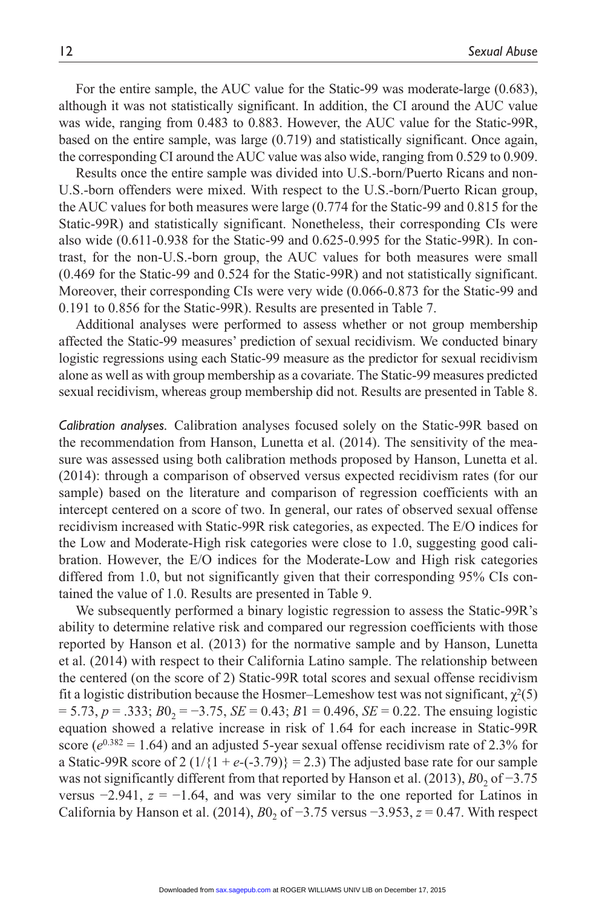For the entire sample, the AUC value for the Static-99 was moderate-large (0.683), although it was not statistically significant. In addition, the CI around the AUC value was wide, ranging from 0.483 to 0.883. However, the AUC value for the Static-99R, based on the entire sample, was large (0.719) and statistically significant. Once again, the corresponding CI around the AUC value was also wide, ranging from 0.529 to 0.909.

Results once the entire sample was divided into U.S.-born/Puerto Ricans and non-U.S.-born offenders were mixed. With respect to the U.S.-born/Puerto Rican group, the AUC values for both measures were large (0.774 for the Static-99 and 0.815 for the Static-99R) and statistically significant. Nonetheless, their corresponding CIs were also wide (0.611-0.938 for the Static-99 and 0.625-0.995 for the Static-99R). In contrast, for the non-U.S.-born group, the AUC values for both measures were small (0.469 for the Static-99 and 0.524 for the Static-99R) and not statistically significant. Moreover, their corresponding CIs were very wide (0.066-0.873 for the Static-99 and 0.191 to 0.856 for the Static-99R). Results are presented in Table 7.

Additional analyses were performed to assess whether or not group membership affected the Static-99 measures' prediction of sexual recidivism. We conducted binary logistic regressions using each Static-99 measure as the predictor for sexual recidivism alone as well as with group membership as a covariate. The Static-99 measures predicted sexual recidivism, whereas group membership did not. Results are presented in Table 8.

*Calibration analyses.* Calibration analyses focused solely on the Static-99R based on the recommendation from Hanson, Lunetta et al. (2014). The sensitivity of the measure was assessed using both calibration methods proposed by Hanson, Lunetta et al. (2014): through a comparison of observed versus expected recidivism rates (for our sample) based on the literature and comparison of regression coefficients with an intercept centered on a score of two. In general, our rates of observed sexual offense recidivism increased with Static-99R risk categories, as expected. The E/O indices for the Low and Moderate-High risk categories were close to 1.0, suggesting good calibration. However, the E/O indices for the Moderate-Low and High risk categories differed from 1.0, but not significantly given that their corresponding 95% CIs contained the value of 1.0. Results are presented in Table 9.

We subsequently performed a binary logistic regression to assess the Static-99R's ability to determine relative risk and compared our regression coefficients with those reported by Hanson et al. (2013) for the normative sample and by Hanson, Lunetta et al. (2014) with respect to their California Latino sample. The relationship between the centered (on the score of 2) Static-99R total scores and sexual offense recidivism fit a logistic distribution because the Hosmer–Lemeshow test was not significant, $\chi^2(5) = 5.73$, $p = .333$; $B0_2 = -3.75$, $SE = 0.43$; $B1 = 0.496$, $SE = 0.22$. The ensuing logistic equation showed a relative increase in risk of 1.64 for each increase in Static-99R score ($e^{0.382} = 1.64$) and an adjusted 5-year sexual offense recidivism rate of 2.3% for a Static-99R score of 2 $(1/\{1 + e\text{-}(-3.79)\} = 2.3)$ The adjusted base rate for our sample was not significantly different from that reported by Hanson et al. (2013), $B0_2$ of $-3.75$ versus $-2.941$, $z = -1.64$, and was very similar to the one reported for Latinos in California by Hanson et al. (2014), $B0_2$ of $-3.75$ versus $-3.953$, $z = 0.47$. With respect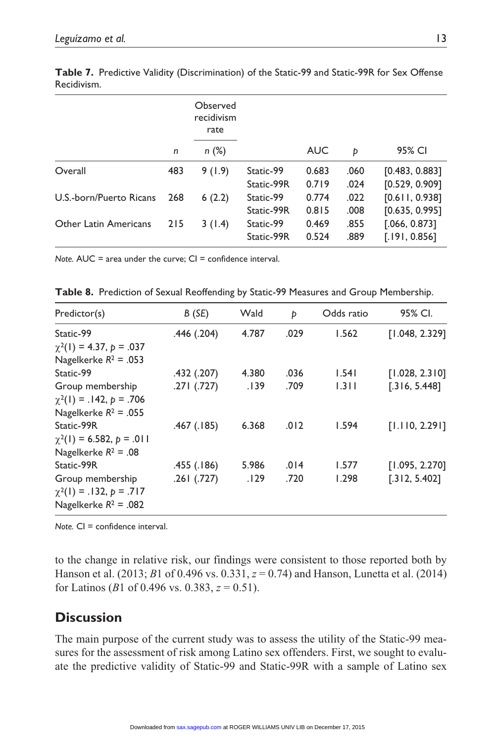**Table 7.** Predictive Validity (Discrimination) of the Static-99 and Static-99R for Sex Offense Recidivism.

| | | Observed recidivism rate | | | | |
|---|---|---|---|---|---|---|
| | $n$ | $n$ (%) | | AUC | $p$ | 95% CI |
| Overall | 483 | 9 (1.9) | Static-99 | 0.683 | .060 | [0.483, 0.883] |
| | | | Static-99R | 0.719 | .024 | [0.529, 0.909] |
| U.S.-born/Puerto Ricans | 268 | 6 (2.2) | Static-99 | 0.774 | .022 | [0.611, 0.938] |
| | | | Static-99R | 0.815 | .008 | [0.635, 0.995] |
| Other Latin Americans | 215 | 3 (1.4) | Static-99 | 0.469 | .855 | [.066, 0.873] |
| | | | Static-99R | 0.524 | .889 | [.191, 0.856] |

*Note.* AUC = area under the curve; CI = confidence interval.

**Table 8.** Prediction of Sexual Reoffending by Static-99 Measures and Group Membership.

| Predictor(s) | $B$ ($SE$) | Wald | $p$ | Odds ratio | 95% CI. |
|---|---|---|---|---|---|
| Static-99 | .446 (.204) | 4.787 | .029 | 1.562 | [1.048, 2.329] |
| $\chi^2(1) = 4.37$, $p = .037$ | | | | | |
| Nagelkerke $R^2 = .053$ | | | | | |
| Static-99 | .432 (.207) | 4.380 | .036 | 1.541 | [1.028, 2.310] |
| Group membership | .271 (.727) | .139 | .709 | 1.311 | [.316, 5.448] |
| $\chi^2(1) = .142$, $p = .706$ | | | | | |
| Nagelkerke $R^2 = .055$ | | | | | |
| Static-99R | .467 (.185) | 6.368 | .012 | 1.594 | [1.110, 2.291] |
| $\chi^2(1) = 6.582$, $p = .011$ | | | | | |
| Nagelkerke $R^2 = .08$ | | | | | |
| Static-99R | .455 (.186) | 5.986 | .014 | 1.577 | [1.095, 2.270] |
| Group membership | .261 (.727) | .129 | .720 | 1.298 | [.312, 5.402] |
| $\chi^2(1) = .132$, $p = .717$ | | | | | |
| Nagelkerke $R^2 = .082$ | | | | | |

*Note.* CI = confidence interval.

to the change in relative risk, our findings were consistent to those reported both by Hanson et al. (2013; $B1$ of 0.496 vs. 0.331, $z = 0.74$) and Hanson, Lunetta et al. (2014) for Latinos ($B1$ of 0.496 vs. 0.383, $z = 0.51$).

## Discussion

The main purpose of the current study was to assess the utility of the Static-99 measures for the assessment of risk among Latino sex offenders. First, we sought to evaluate the predictive validity of Static-99 and Static-99R with a sample of Latino sex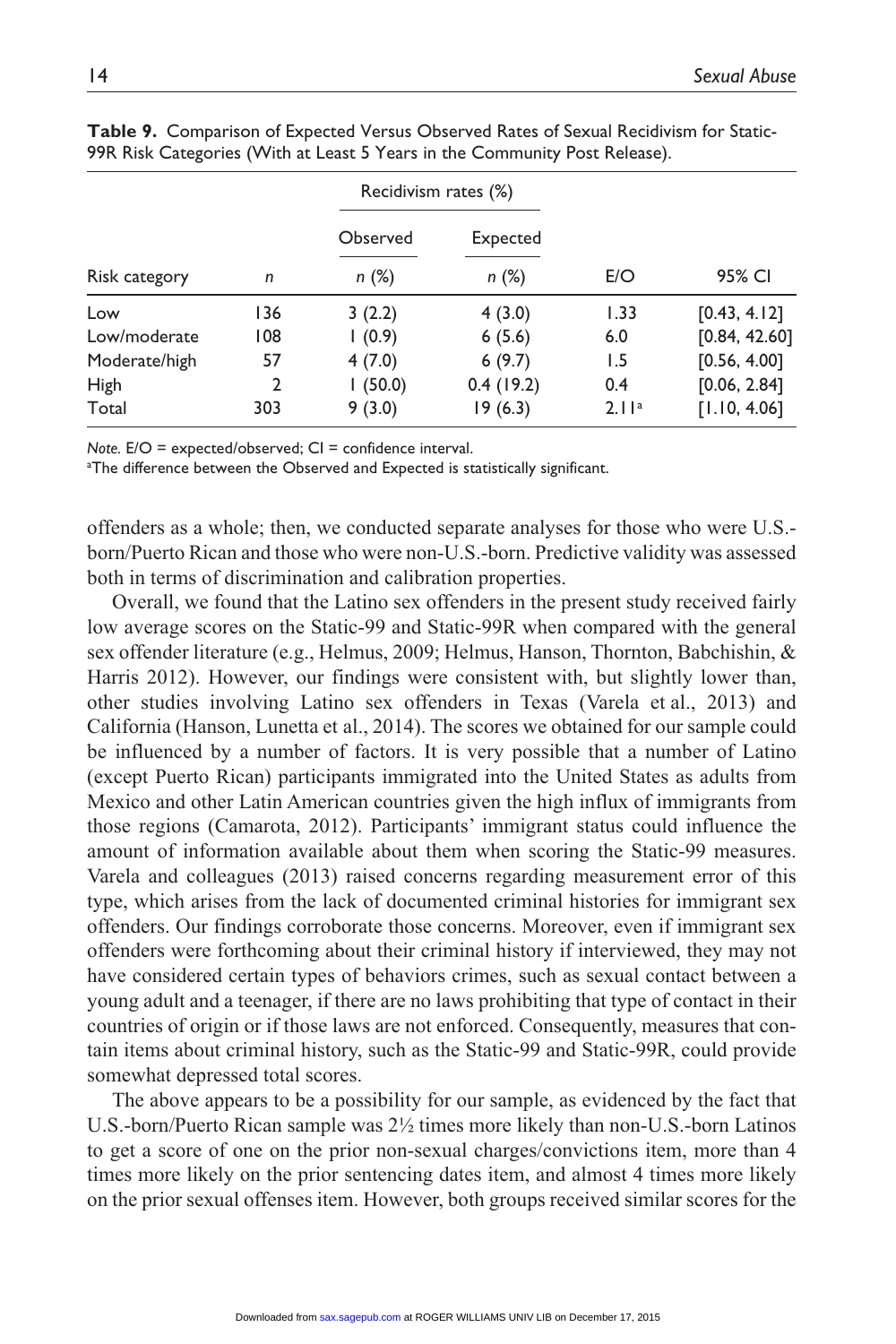**Table 9.** Comparison of Expected Versus Observed Rates of Sexual Recidivism for Static-99R Risk Categories (With at Least 5 Years in the Community Post Release).

| | | Recidivism rates (%) | | | |
|---|---|---|---|---|---|
| | | Observed | Expected | | |
| Risk category | *n* | *n* (%) | *n* (%) | E/O | 95% CI |
| Low | 136 | 3 (2.2) | 4 (3.0) | 1.33 | [0.43, 4.12] |
| Low/moderate | 108 | 1 (0.9) | 6 (5.6) | 6.0 | [0.84, 42.60] |
| Moderate/high | 57 | 4 (7.0) | 6 (9.7) | 1.5 | [0.56, 4.00] |
| High | 2 | 1 (50.0) | 0.4 (19.2) | 0.4 | [0.06, 2.84] |
| Total | 303 | 9 (3.0) | 19 (6.3) | 2.11[a] | [1.10, 4.06] |

*Note.* E/O = expected/observed; CI = confidence interval.
[a]The difference between the Observed and Expected is statistically significant.

offenders as a whole; then, we conducted separate analyses for those who were U.S.-born/Puerto Rican and those who were non-U.S.-born. Predictive validity was assessed both in terms of discrimination and calibration properties.

Overall, we found that the Latino sex offenders in the present study received fairly low average scores on the Static-99 and Static-99R when compared with the general sex offender literature (e.g., Helmus, 2009; Helmus, Hanson, Thornton, Babchishin, & Harris 2012). However, our findings were consistent with, but slightly lower than, other studies involving Latino sex offenders in Texas (Varela et al., 2013) and California (Hanson, Lunetta et al., 2014). The scores we obtained for our sample could be influenced by a number of factors. It is very possible that a number of Latino (except Puerto Rican) participants immigrated into the United States as adults from Mexico and other Latin American countries given the high influx of immigrants from those regions (Camarota, 2012). Participants' immigrant status could influence the amount of information available about them when scoring the Static-99 measures. Varela and colleagues (2013) raised concerns regarding measurement error of this type, which arises from the lack of documented criminal histories for immigrant sex offenders. Our findings corroborate those concerns. Moreover, even if immigrant sex offenders were forthcoming about their criminal history if interviewed, they may not have considered certain types of behaviors crimes, such as sexual contact between a young adult and a teenager, if there are no laws prohibiting that type of contact in their countries of origin or if those laws are not enforced. Consequently, measures that contain items about criminal history, such as the Static-99 and Static-99R, could provide somewhat depressed total scores.

The above appears to be a possibility for our sample, as evidenced by the fact that U.S.-born/Puerto Rican sample was 2½ times more likely than non-U.S.-born Latinos to get a score of one on the prior non-sexual charges/convictions item, more than 4 times more likely on the prior sentencing dates item, and almost 4 times more likely on the prior sexual offenses item. However, both groups received similar scores for the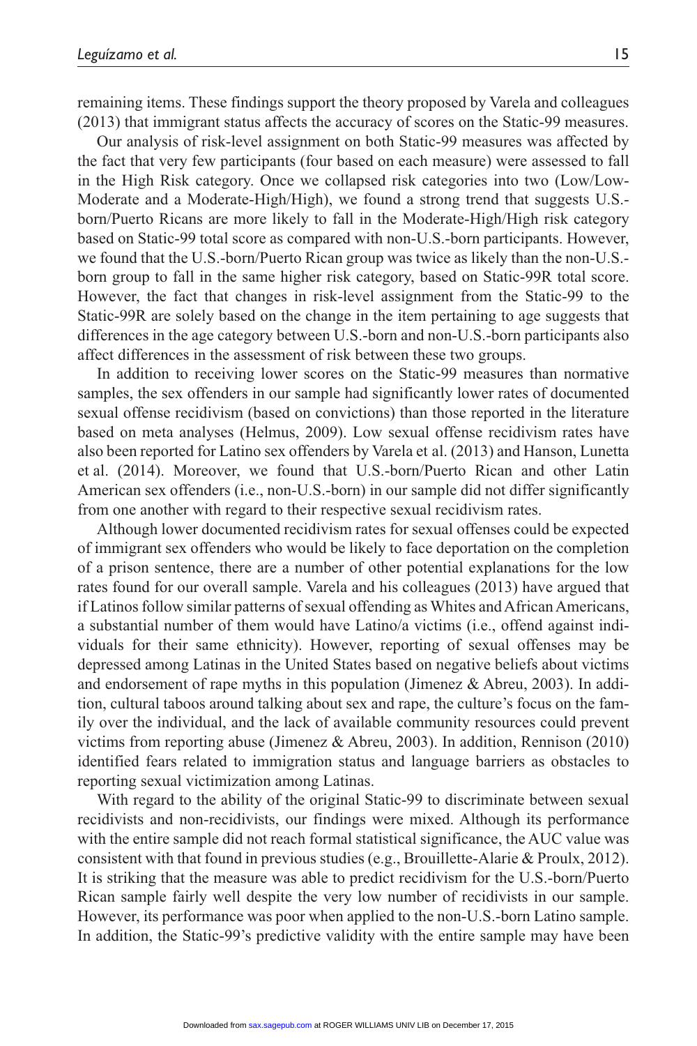remaining items. These findings support the theory proposed by Varela and colleagues (2013) that immigrant status affects the accuracy of scores on the Static-99 measures.

Our analysis of risk-level assignment on both Static-99 measures was affected by the fact that very few participants (four based on each measure) were assessed to fall in the High Risk category. Once we collapsed risk categories into two (Low/Low-Moderate and a Moderate-High/High), we found a strong trend that suggests U.S.-born/Puerto Ricans are more likely to fall in the Moderate-High/High risk category based on Static-99 total score as compared with non-U.S.-born participants. However, we found that the U.S.-born/Puerto Rican group was twice as likely than the non-U.S.-born group to fall in the same higher risk category, based on Static-99R total score. However, the fact that changes in risk-level assignment from the Static-99 to the Static-99R are solely based on the change in the item pertaining to age suggests that differences in the age category between U.S.-born and non-U.S.-born participants also affect differences in the assessment of risk between these two groups.

In addition to receiving lower scores on the Static-99 measures than normative samples, the sex offenders in our sample had significantly lower rates of documented sexual offense recidivism (based on convictions) than those reported in the literature based on meta analyses (Helmus, 2009). Low sexual offense recidivism rates have also been reported for Latino sex offenders by Varela et al. (2013) and Hanson, Lunetta et al. (2014). Moreover, we found that U.S.-born/Puerto Rican and other Latin American sex offenders (i.e., non-U.S.-born) in our sample did not differ significantly from one another with regard to their respective sexual recidivism rates.

Although lower documented recidivism rates for sexual offenses could be expected of immigrant sex offenders who would be likely to face deportation on the completion of a prison sentence, there are a number of other potential explanations for the low rates found for our overall sample. Varela and his colleagues (2013) have argued that if Latinos follow similar patterns of sexual offending as Whites and African Americans, a substantial number of them would have Latino/a victims (i.e., offend against individuals for their same ethnicity). However, reporting of sexual offenses may be depressed among Latinas in the United States based on negative beliefs about victims and endorsement of rape myths in this population (Jimenez & Abreu, 2003). In addition, cultural taboos around talking about sex and rape, the culture's focus on the family over the individual, and the lack of available community resources could prevent victims from reporting abuse (Jimenez & Abreu, 2003). In addition, Rennison (2010) identified fears related to immigration status and language barriers as obstacles to reporting sexual victimization among Latinas.

With regard to the ability of the original Static-99 to discriminate between sexual recidivists and non-recidivists, our findings were mixed. Although its performance with the entire sample did not reach formal statistical significance, the AUC value was consistent with that found in previous studies (e.g., Brouillette-Alarie & Proulx, 2012). It is striking that the measure was able to predict recidivism for the U.S.-born/Puerto Rican sample fairly well despite the very low number of recidivists in our sample. However, its performance was poor when applied to the non-U.S.-born Latino sample. In addition, the Static-99's predictive validity with the entire sample may have been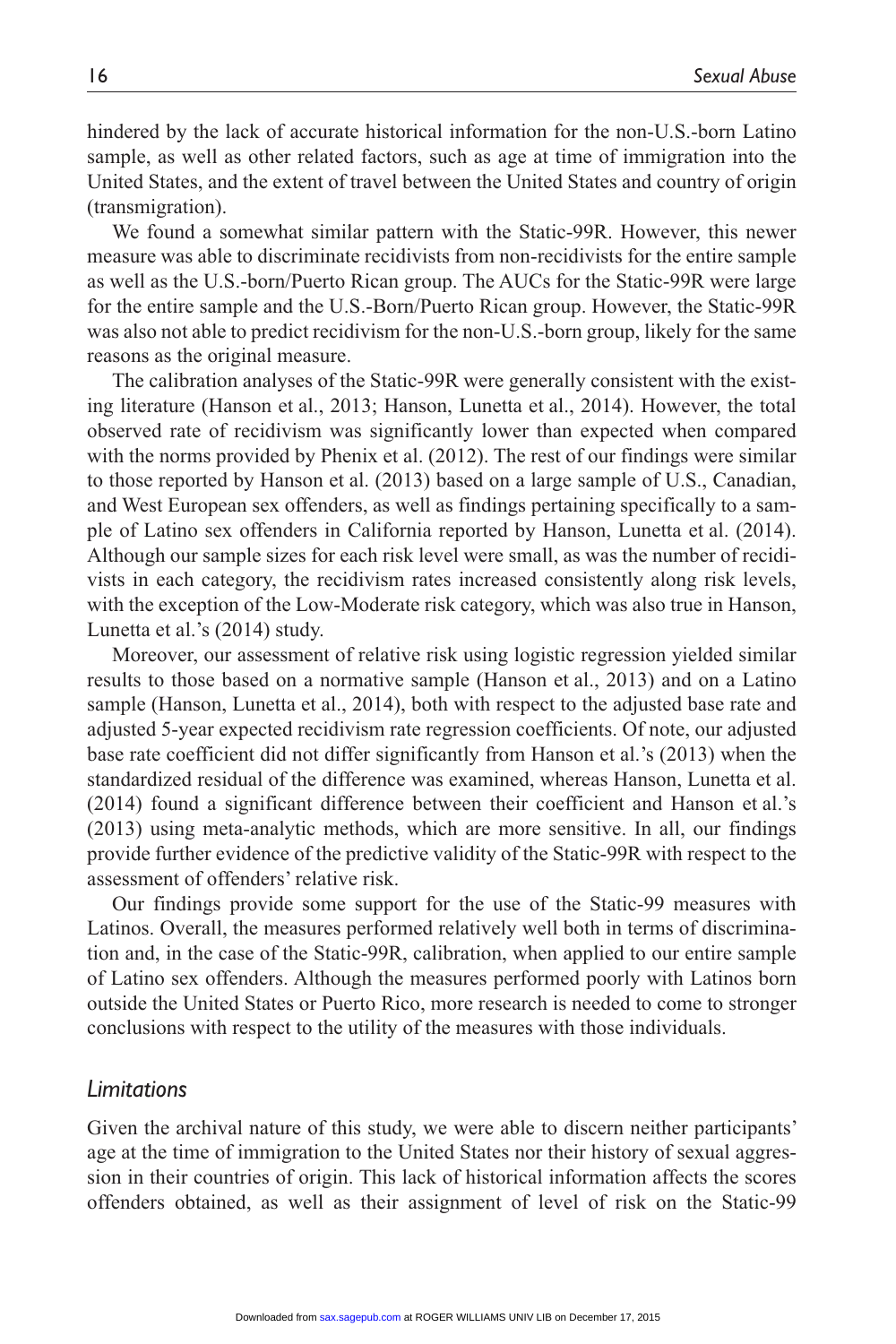hindered by the lack of accurate historical information for the non-U.S.-born Latino sample, as well as other related factors, such as age at time of immigration into the United States, and the extent of travel between the United States and country of origin (transmigration).

We found a somewhat similar pattern with the Static-99R. However, this newer measure was able to discriminate recidivists from non-recidivists for the entire sample as well as the U.S.-born/Puerto Rican group. The AUCs for the Static-99R were large for the entire sample and the U.S.-Born/Puerto Rican group. However, the Static-99R was also not able to predict recidivism for the non-U.S.-born group, likely for the same reasons as the original measure.

The calibration analyses of the Static-99R were generally consistent with the existing literature (Hanson et al., 2013; Hanson, Lunetta et al., 2014). However, the total observed rate of recidivism was significantly lower than expected when compared with the norms provided by Phenix et al. (2012). The rest of our findings were similar to those reported by Hanson et al. (2013) based on a large sample of U.S., Canadian, and West European sex offenders, as well as findings pertaining specifically to a sample of Latino sex offenders in California reported by Hanson, Lunetta et al. (2014). Although our sample sizes for each risk level were small, as was the number of recidivists in each category, the recidivism rates increased consistently along risk levels, with the exception of the Low-Moderate risk category, which was also true in Hanson, Lunetta et al.'s (2014) study.

Moreover, our assessment of relative risk using logistic regression yielded similar results to those based on a normative sample (Hanson et al., 2013) and on a Latino sample (Hanson, Lunetta et al., 2014), both with respect to the adjusted base rate and adjusted 5-year expected recidivism rate regression coefficients. Of note, our adjusted base rate coefficient did not differ significantly from Hanson et al.'s (2013) when the standardized residual of the difference was examined, whereas Hanson, Lunetta et al. (2014) found a significant difference between their coefficient and Hanson et al.'s (2013) using meta-analytic methods, which are more sensitive. In all, our findings provide further evidence of the predictive validity of the Static-99R with respect to the assessment of offenders' relative risk.

Our findings provide some support for the use of the Static-99 measures with Latinos. Overall, the measures performed relatively well both in terms of discrimination and, in the case of the Static-99R, calibration, when applied to our entire sample of Latino sex offenders. Although the measures performed poorly with Latinos born outside the United States or Puerto Rico, more research is needed to come to stronger conclusions with respect to the utility of the measures with those individuals.

### *Limitations*

Given the archival nature of this study, we were able to discern neither participants' age at the time of immigration to the United States nor their history of sexual aggression in their countries of origin. This lack of historical information affects the scores offenders obtained, as well as their assignment of level of risk on the Static-99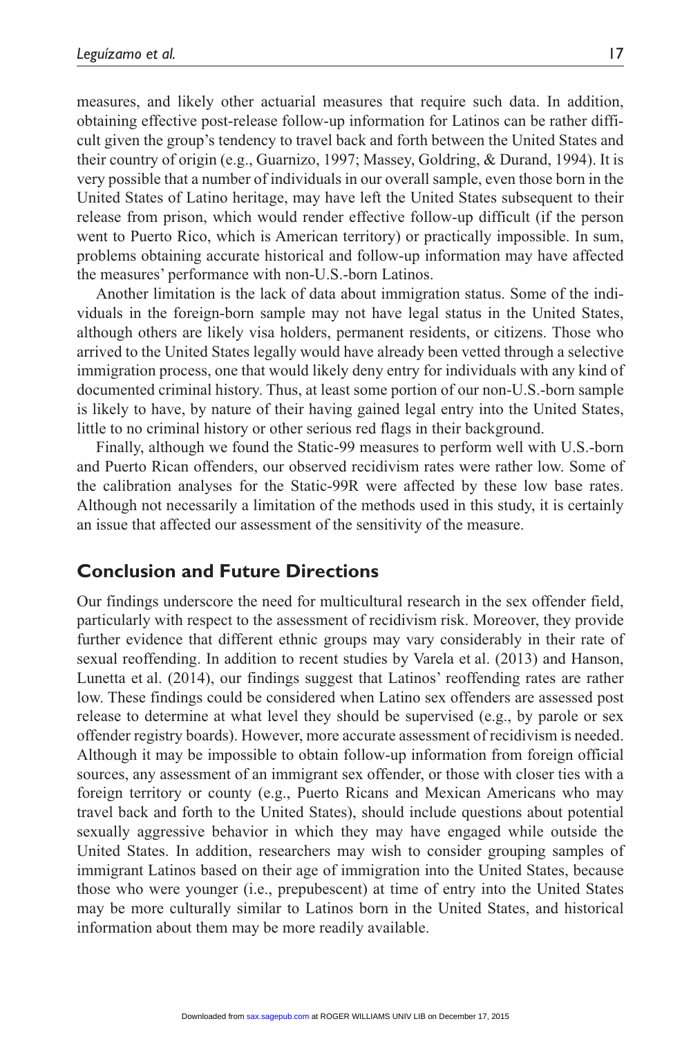measures, and likely other actuarial measures that require such data. In addition, obtaining effective post-release follow-up information for Latinos can be rather difficult given the group's tendency to travel back and forth between the United States and their country of origin (e.g., Guarnizo, 1997; Massey, Goldring, & Durand, 1994). It is very possible that a number of individuals in our overall sample, even those born in the United States of Latino heritage, may have left the United States subsequent to their release from prison, which would render effective follow-up difficult (if the person went to Puerto Rico, which is American territory) or practically impossible. In sum, problems obtaining accurate historical and follow-up information may have affected the measures' performance with non-U.S.-born Latinos.

Another limitation is the lack of data about immigration status. Some of the individuals in the foreign-born sample may not have legal status in the United States, although others are likely visa holders, permanent residents, or citizens. Those who arrived to the United States legally would have already been vetted through a selective immigration process, one that would likely deny entry for individuals with any kind of documented criminal history. Thus, at least some portion of our non-U.S.-born sample is likely to have, by nature of their having gained legal entry into the United States, little to no criminal history or other serious red flags in their background.

Finally, although we found the Static-99 measures to perform well with U.S.-born and Puerto Rican offenders, our observed recidivism rates were rather low. Some of the calibration analyses for the Static-99R were affected by these low base rates. Although not necessarily a limitation of the methods used in this study, it is certainly an issue that affected our assessment of the sensitivity of the measure.

## Conclusion and Future Directions

Our findings underscore the need for multicultural research in the sex offender field, particularly with respect to the assessment of recidivism risk. Moreover, they provide further evidence that different ethnic groups may vary considerably in their rate of sexual reoffending. In addition to recent studies by Varela et al. (2013) and Hanson, Lunetta et al. (2014), our findings suggest that Latinos' reoffending rates are rather low. These findings could be considered when Latino sex offenders are assessed post release to determine at what level they should be supervised (e.g., by parole or sex offender registry boards). However, more accurate assessment of recidivism is needed. Although it may be impossible to obtain follow-up information from foreign official sources, any assessment of an immigrant sex offender, or those with closer ties with a foreign territory or county (e.g., Puerto Ricans and Mexican Americans who may travel back and forth to the United States), should include questions about potential sexually aggressive behavior in which they may have engaged while outside the United States. In addition, researchers may wish to consider grouping samples of immigrant Latinos based on their age of immigration into the United States, because those who were younger (i.e., prepubescent) at time of entry into the United States may be more culturally similar to Latinos born in the United States, and historical information about them may be more readily available.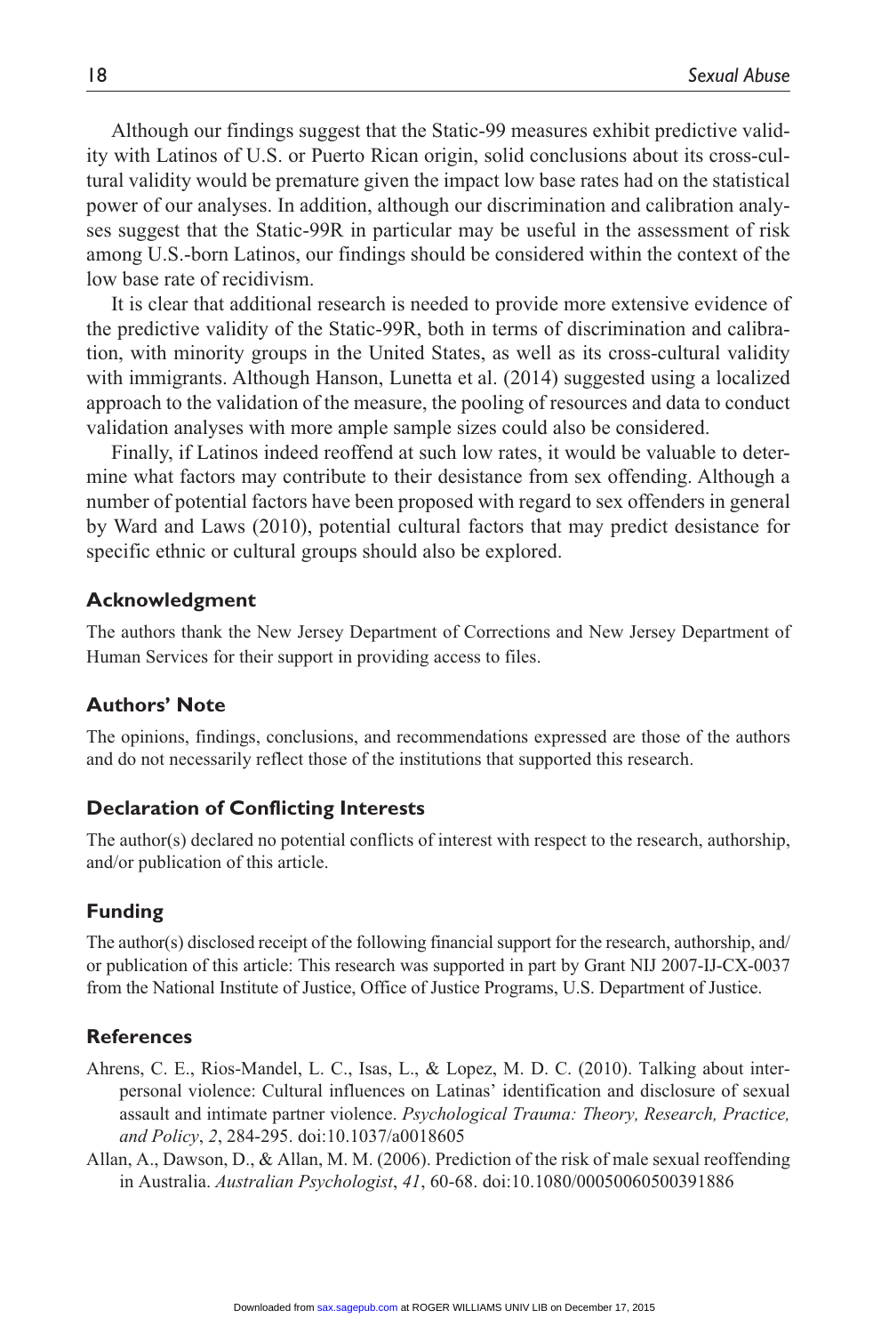Although our findings suggest that the Static-99 measures exhibit predictive validity with Latinos of U.S. or Puerto Rican origin, solid conclusions about its cross-cultural validity would be premature given the impact low base rates had on the statistical power of our analyses. In addition, although our discrimination and calibration analyses suggest that the Static-99R in particular may be useful in the assessment of risk among U.S.-born Latinos, our findings should be considered within the context of the low base rate of recidivism.

It is clear that additional research is needed to provide more extensive evidence of the predictive validity of the Static-99R, both in terms of discrimination and calibration, with minority groups in the United States, as well as its cross-cultural validity with immigrants. Although Hanson, Lunetta et al. (2014) suggested using a localized approach to the validation of the measure, the pooling of resources and data to conduct validation analyses with more ample sample sizes could also be considered.

Finally, if Latinos indeed reoffend at such low rates, it would be valuable to determine what factors may contribute to their desistance from sex offending. Although a number of potential factors have been proposed with regard to sex offenders in general by Ward and Laws (2010), potential cultural factors that may predict desistance for specific ethnic or cultural groups should also be explored.

## Acknowledgment

The authors thank the New Jersey Department of Corrections and New Jersey Department of Human Services for their support in providing access to files.

## Authors' Note

The opinions, findings, conclusions, and recommendations expressed are those of the authors and do not necessarily reflect those of the institutions that supported this research.

## Declaration of Conflicting Interests

The author(s) declared no potential conflicts of interest with respect to the research, authorship, and/or publication of this article.

## Funding

The author(s) disclosed receipt of the following financial support for the research, authorship, and/or publication of this article: This research was supported in part by Grant NIJ 2007-IJ-CX-0037 from the National Institute of Justice, Office of Justice Programs, U.S. Department of Justice.

## References

Ahrens, C. E., Rios-Mandel, L. C., Isas, L., & Lopez, M. D. C. (2010). Talking about interpersonal violence: Cultural influences on Latinas' identification and disclosure of sexual assault and intimate partner violence. *Psychological Trauma: Theory, Research, Practice, and Policy*, *2*, 284-295. doi:10.1037/a0018605

Allan, A., Dawson, D., & Allan, M. M. (2006). Prediction of the risk of male sexual reoffending in Australia. *Australian Psychologist*, *41*, 60-68. doi:10.1080/00050060500391886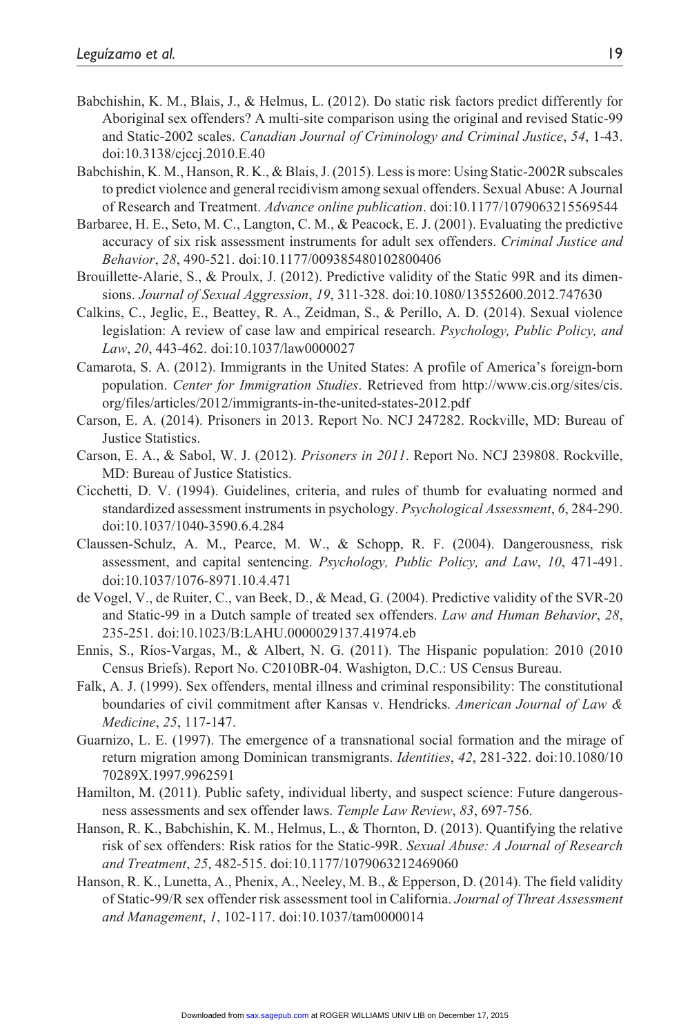Babchishin, K. M., Blais, J., & Helmus, L. (2012). Do static risk factors predict differently for Aboriginal sex offenders? A multi-site comparison using the original and revised Static-99 and Static-2002 scales. *Canadian Journal of Criminology and Criminal Justice*, *54*, 1-43. doi:10.3138/cjccj.2010.E.40

Babchishin, K. M., Hanson, R. K., & Blais, J. (2015). Less is more: Using Static-2002R subscales to predict violence and general recidivism among sexual offenders. Sexual Abuse: A Journal of Research and Treatment. *Advance online publication*. doi:10.1177/1079063215569544

Barbaree, H. E., Seto, M. C., Langton, C. M., & Peacock, E. J. (2001). Evaluating the predictive accuracy of six risk assessment instruments for adult sex offenders. *Criminal Justice and Behavior*, *28*, 490-521. doi:10.1177/009385480102800406

Brouillette-Alarie, S., & Proulx, J. (2012). Predictive validity of the Static 99R and its dimensions. *Journal of Sexual Aggression*, *19*, 311-328. doi:10.1080/13552600.2012.747630

Calkins, C., Jeglic, E., Beattey, R. A., Zeidman, S., & Perillo, A. D. (2014). Sexual violence legislation: A review of case law and empirical research. *Psychology, Public Policy, and Law*, *20*, 443-462. doi:10.1037/law0000027

Camarota, S. A. (2012). Immigrants in the United States: A profile of America's foreign-born population. *Center for Immigration Studies*. Retrieved from http://www.cis.org/sites/cis.org/files/articles/2012/immigrants-in-the-united-states-2012.pdf

Carson, E. A. (2014). Prisoners in 2013. Report No. NCJ 247282. Rockville, MD: Bureau of Justice Statistics.

Carson, E. A., & Sabol, W. J. (2012). *Prisoners in 2011*. Report No. NCJ 239808. Rockville, MD: Bureau of Justice Statistics.

Cicchetti, D. V. (1994). Guidelines, criteria, and rules of thumb for evaluating normed and standardized assessment instruments in psychology. *Psychological Assessment*, *6*, 284-290. doi:10.1037/1040-3590.6.4.284

Claussen-Schulz, A. M., Pearce, M. W., & Schopp, R. F. (2004). Dangerousness, risk assessment, and capital sentencing. *Psychology, Public Policy, and Law*, *10*, 471-491. doi:10.1037/1076-8971.10.4.471

de Vogel, V., de Ruiter, C., van Beek, D., & Mead, G. (2004). Predictive validity of the SVR-20 and Static-99 in a Dutch sample of treated sex offenders. *Law and Human Behavior*, *28*, 235-251. doi:10.1023/B:LAHU.0000029137.41974.eb

Ennis, S., Ríos-Vargas, M., & Albert, N. G. (2011). The Hispanic population: 2010 (2010 Census Briefs). Report No. C2010BR-04. Washigton, D.C.: US Census Bureau.

Falk, A. J. (1999). Sex offenders, mental illness and criminal responsibility: The constitutional boundaries of civil commitment after Kansas v. Hendricks. *American Journal of Law & Medicine*, *25*, 117-147.

Guarnizo, L. E. (1997). The emergence of a transnational social formation and the mirage of return migration among Dominican transmigrants. *Identities*, *42*, 281-322. doi:10.1080/1070289X.1997.9962591

Hamilton, M. (2011). Public safety, individual liberty, and suspect science: Future dangerousness assessments and sex offender laws. *Temple Law Review*, *83*, 697-756.

Hanson, R. K., Babchishin, K. M., Helmus, L., & Thornton, D. (2013). Quantifying the relative risk of sex offenders: Risk ratios for the Static-99R. *Sexual Abuse: A Journal of Research and Treatment*, *25*, 482-515. doi:10.1177/1079063212469060

Hanson, R. K., Lunetta, A., Phenix, A., Neeley, M. B., & Epperson, D. (2014). The field validity of Static-99/R sex offender risk assessment tool in California. *Journal of Threat Assessment and Management*, *1*, 102-117. doi:10.1037/tam0000014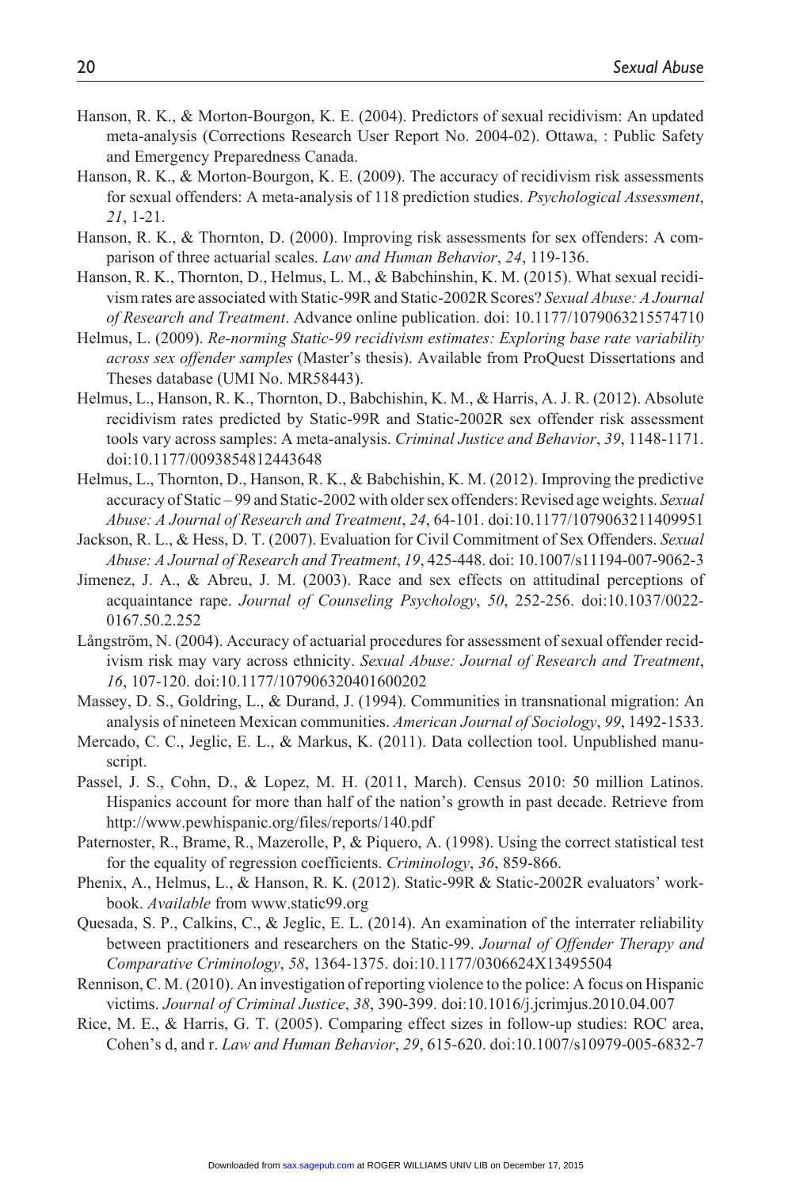Hanson, R. K., & Morton-Bourgon, K. E. (2004). Predictors of sexual recidivism: An updated meta-analysis (Corrections Research User Report No. 2004-02). Ottawa, : Public Safety and Emergency Preparedness Canada.

Hanson, R. K., & Morton-Bourgon, K. E. (2009). The accuracy of recidivism risk assessments for sexual offenders: A meta-analysis of 118 prediction studies. *Psychological Assessment*, *21*, 1-21.

Hanson, R. K., & Thornton, D. (2000). Improving risk assessments for sex offenders: A comparison of three actuarial scales. *Law and Human Behavior*, *24*, 119-136.

Hanson, R. K., Thornton, D., Helmus, L. M., & Babchinshin, K. M. (2015). What sexual recidivism rates are associated with Static-99R and Static-2002R Scores? *Sexual Abuse: A Journal of Research and Treatment*. Advance online publication. doi: 10.1177/1079063215574710

Helmus, L. (2009). *Re-norming Static-99 recidivism estimates: Exploring base rate variability across sex offender samples* (Master's thesis). Available from ProQuest Dissertations and Theses database (UMI No. MR58443).

Helmus, L., Hanson, R. K., Thornton, D., Babchishin, K. M., & Harris, A. J. R. (2012). Absolute recidivism rates predicted by Static-99R and Static-2002R sex offender risk assessment tools vary across samples: A meta-analysis. *Criminal Justice and Behavior*, *39*, 1148-1171. doi:10.1177/0093854812443648

Helmus, L., Thornton, D., Hanson, R. K., & Babchishin, K. M. (2012). Improving the predictive accuracy of Static – 99 and Static-2002 with older sex offenders: Revised age weights. *Sexual Abuse: A Journal of Research and Treatment*, *24*, 64-101. doi:10.1177/1079063211409951

Jackson, R. L., & Hess, D. T. (2007). Evaluation for Civil Commitment of Sex Offenders. *Sexual Abuse: A Journal of Research and Treatment*, *19*, 425-448. doi: 10.1007/s11194-007-9062-3

Jimenez, J. A., & Abreu, J. M. (2003). Race and sex effects on attitudinal perceptions of acquaintance rape. *Journal of Counseling Psychology*, *50*, 252-256. doi:10.1037/0022-0167.50.2.252

Långström, N. (2004). Accuracy of actuarial procedures for assessment of sexual offender recidivism risk may vary across ethnicity. *Sexual Abuse: Journal of Research and Treatment*, *16*, 107-120. doi:10.1177/107906320401600202

Massey, D. S., Goldring, L., & Durand, J. (1994). Communities in transnational migration: An analysis of nineteen Mexican communities. *American Journal of Sociology*, *99*, 1492-1533.

Mercado, C. C., Jeglic, E. L., & Markus, K. (2011). Data collection tool. Unpublished manuscript.

Passel, J. S., Cohn, D., & Lopez, M. H. (2011, March). Census 2010: 50 million Latinos. Hispanics account for more than half of the nation's growth in past decade. Retrieve from http://www.pewhispanic.org/files/reports/140.pdf

Paternoster, R., Brame, R., Mazerolle, P, & Piquero, A. (1998). Using the correct statistical test for the equality of regression coefficients. *Criminology*, *36*, 859-866.

Phenix, A., Helmus, L., & Hanson, R. K. (2012). Static-99R & Static-2002R evaluators' workbook. *Available* from www.static99.org

Quesada, S. P., Calkins, C., & Jeglic, E. L. (2014). An examination of the interrater reliability between practitioners and researchers on the Static-99. *Journal of Offender Therapy and Comparative Criminology*, *58*, 1364-1375. doi:10.1177/0306624X13495504

Rennison, C. M. (2010). An investigation of reporting violence to the police: A focus on Hispanic victims. *Journal of Criminal Justice*, *38*, 390-399. doi:10.1016/j.jcrimjus.2010.04.007

Rice, M. E., & Harris, G. T. (2005). Comparing effect sizes in follow-up studies: ROC area, Cohen's d, and r. *Law and Human Behavior*, *29*, 615-620. doi:10.1007/s10979-005-6832-7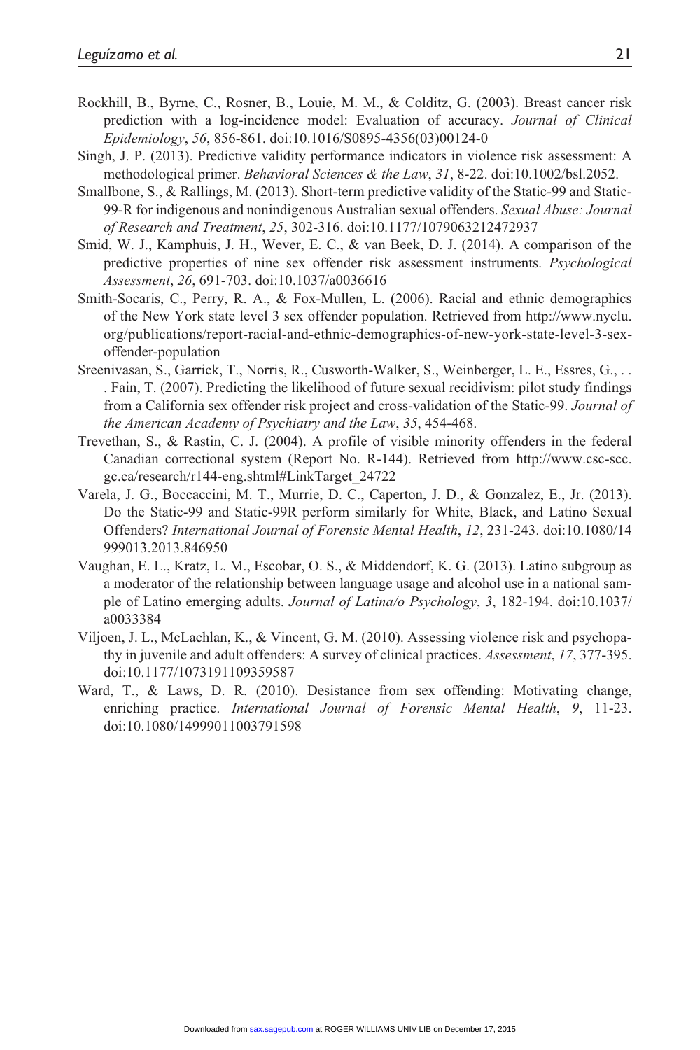Rockhill, B., Byrne, C., Rosner, B., Louie, M. M., & Colditz, G. (2003). Breast cancer risk prediction with a log-incidence model: Evaluation of accuracy. *Journal of Clinical Epidemiology*, *56*, 856-861. doi:10.1016/S0895-4356(03)00124-0

Singh, J. P. (2013). Predictive validity performance indicators in violence risk assessment: A methodological primer. *Behavioral Sciences & the Law*, *31*, 8-22. doi:10.1002/bsl.2052.

Smallbone, S., & Rallings, M. (2013). Short-term predictive validity of the Static-99 and Static-99-R for indigenous and nonindigenous Australian sexual offenders. *Sexual Abuse: Journal of Research and Treatment*, *25*, 302-316. doi:10.1177/1079063212472937

Smid, W. J., Kamphuis, J. H., Wever, E. C., & van Beek, D. J. (2014). A comparison of the predictive properties of nine sex offender risk assessment instruments. *Psychological Assessment*, *26*, 691-703. doi:10.1037/a0036616

Smith-Socaris, C., Perry, R. A., & Fox-Mullen, L. (2006). Racial and ethnic demographics of the New York state level 3 sex offender population. Retrieved from http://www.nyclu.org/publications/report-racial-and-ethnic-demographics-of-new-york-state-level-3-sex-offender-population

Sreenivasan, S., Garrick, T., Norris, R., Cusworth-Walker, S., Weinberger, L. E., Essres, G., . . . Fain, T. (2007). Predicting the likelihood of future sexual recidivism: pilot study findings from a California sex offender risk project and cross-validation of the Static-99. *Journal of the American Academy of Psychiatry and the Law*, *35*, 454-468.

Trevethan, S., & Rastin, C. J. (2004). A profile of visible minority offenders in the federal Canadian correctional system (Report No. R-144). Retrieved from http://www.csc-scc.gc.ca/research/r144-eng.shtml#LinkTarget_24722

Varela, J. G., Boccaccini, M. T., Murrie, D. C., Caperton, J. D., & Gonzalez, E., Jr. (2013). Do the Static-99 and Static-99R perform similarly for White, Black, and Latino Sexual Offenders? *International Journal of Forensic Mental Health*, *12*, 231-243. doi:10.1080/14999013.2013.846950

Vaughan, E. L., Kratz, L. M., Escobar, O. S., & Middendorf, K. G. (2013). Latino subgroup as a moderator of the relationship between language usage and alcohol use in a national sample of Latino emerging adults. *Journal of Latina/o Psychology*, *3*, 182-194. doi:10.1037/a0033384

Viljoen, J. L., McLachlan, K., & Vincent, G. M. (2010). Assessing violence risk and psychopathy in juvenile and adult offenders: A survey of clinical practices. *Assessment*, *17*, 377-395. doi:10.1177/1073191109359587

Ward, T., & Laws, D. R. (2010). Desistance from sex offending: Motivating change, enriching practice. *International Journal of Forensic Mental Health*, *9*, 11-23. doi:10.1080/14999011003791598